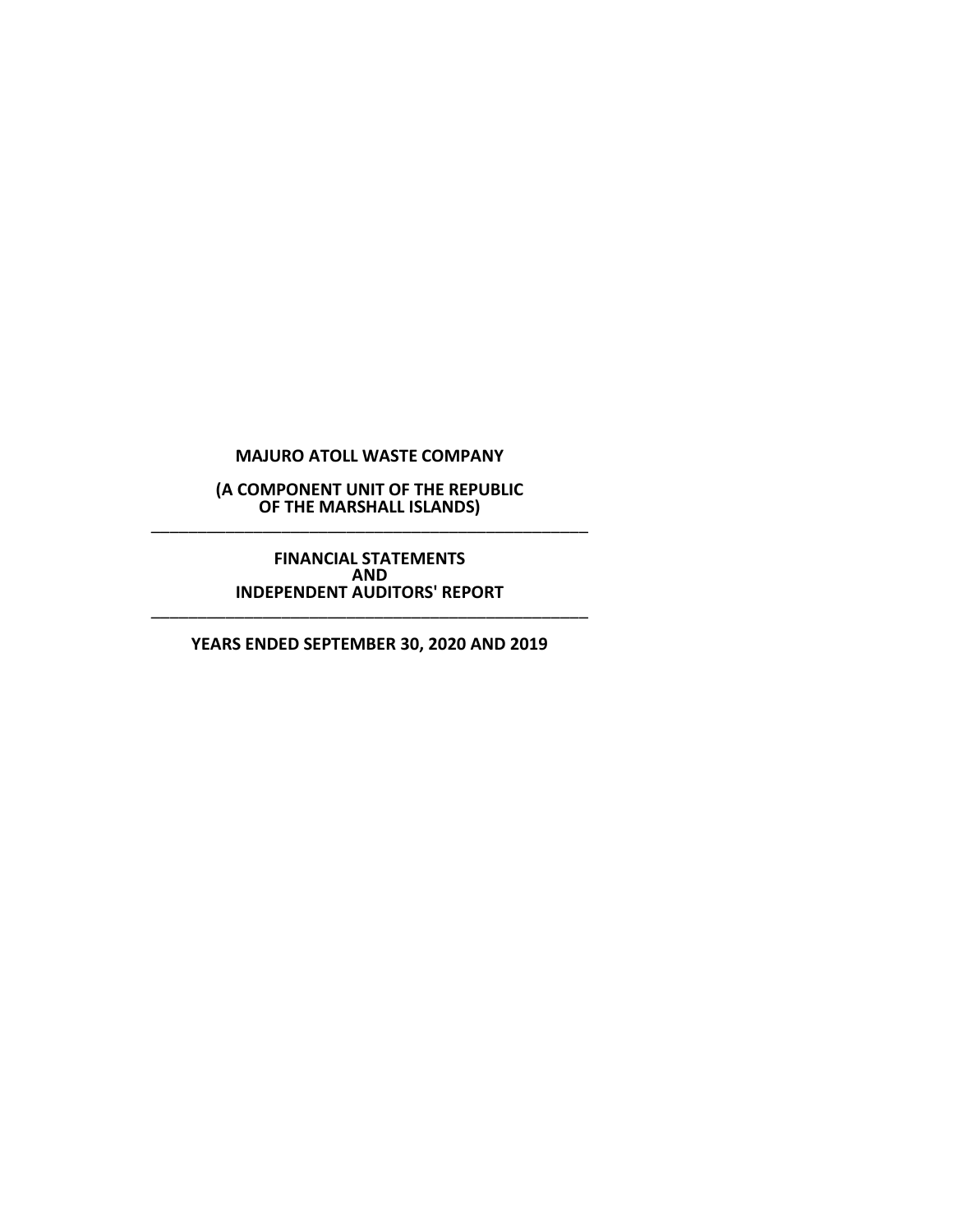# MAJURO ATOLL WASTE COMPANY

**(A COMPONENT UNIT OF THE REPUBLIC OF THE MARSHALL ISLANDS)**

---

**FINANCIAL STATEMENTS AND INDEPENDENT AUDITORS' REPORT**

---

**YEARS ENDED SEPTEMBER 30, 2020 AND 2019**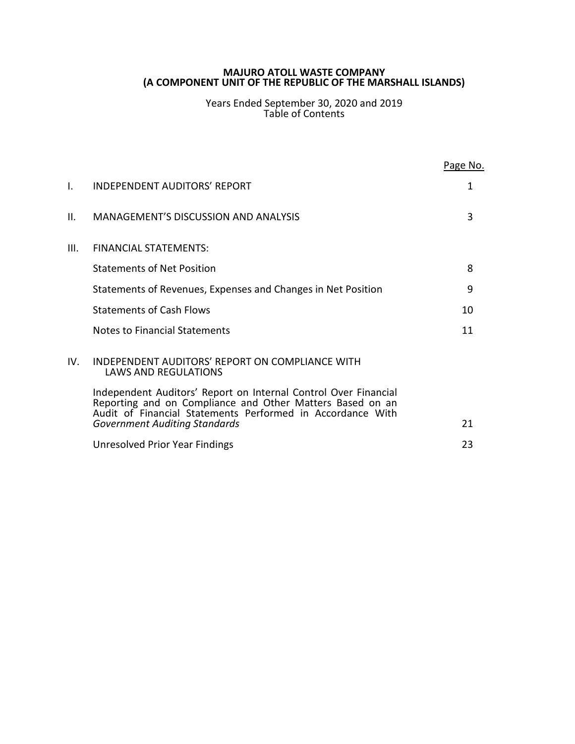**MAJURO ATOLL WASTE COMPANY**
**(A COMPONENT UNIT OF THE REPUBLIC OF THE MARSHALL ISLANDS)**

Years Ended September 30, 2020 and 2019
Table of Contents

| | | Page No. |
|---|---|---|
| I. | INDEPENDENT AUDITORS' REPORT | 1 |
| II. | MANAGEMENT'S DISCUSSION AND ANALYSIS | 3 |
| III. | FINANCIAL STATEMENTS: | |
| | Statements of Net Position | 8 |
| | Statements of Revenues, Expenses and Changes in Net Position | 9 |
| | Statements of Cash Flows | 10 |
| | Notes to Financial Statements | 11 |
| IV. | INDEPENDENT AUDITORS' REPORT ON COMPLIANCE WITH LAWS AND REGULATIONS | |
| | Independent Auditors' Report on Internal Control Over Financial Reporting and on Compliance and Other Matters Based on an Audit of Financial Statements Performed in Accordance With *Government Auditing Standards* | 21 |
| | Unresolved Prior Year Findings | 23 |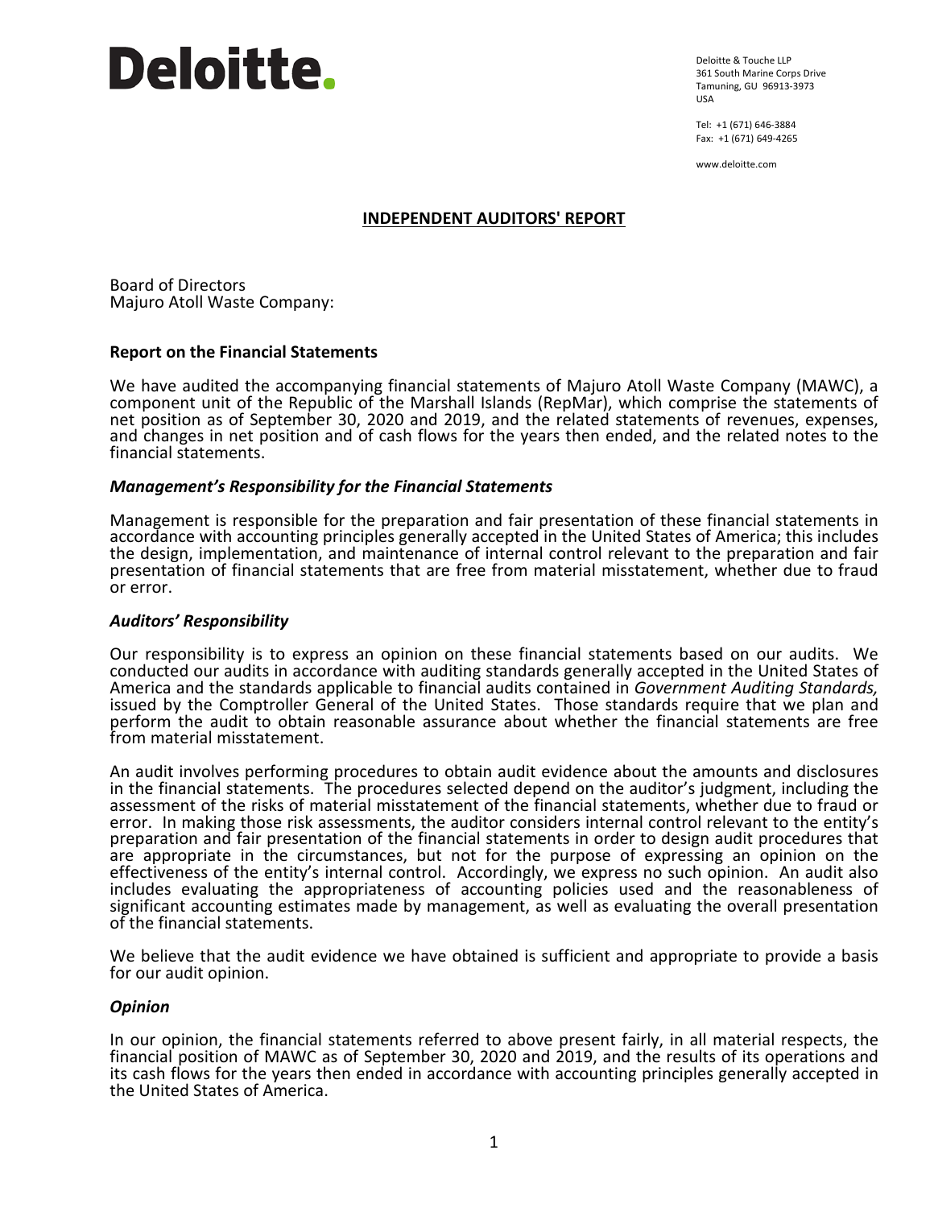Deloitte.

Deloitte & Touche LLP
361 South Marine Corps Drive
Tamuning, GU 96913-3973
USA

Tel: +1 (671) 646-3884
Fax: +1 (671) 649-4265

www.deloitte.com

# INDEPENDENT AUDITORS' REPORT

Board of Directors
Majuro Atoll Waste Company:

## Report on the Financial Statements

We have audited the accompanying financial statements of Majuro Atoll Waste Company (MAWC), a component unit of the Republic of the Marshall Islands (RepMar), which comprise the statements of net position as of September 30, 2020 and 2019, and the related statements of revenues, expenses, and changes in net position and of cash flows for the years then ended, and the related notes to the financial statements.

### *Management's Responsibility for the Financial Statements*

Management is responsible for the preparation and fair presentation of these financial statements in accordance with accounting principles generally accepted in the United States of America; this includes the design, implementation, and maintenance of internal control relevant to the preparation and fair presentation of financial statements that are free from material misstatement, whether due to fraud or error.

### *Auditors' Responsibility*

Our responsibility is to express an opinion on these financial statements based on our audits. We conducted our audits in accordance with auditing standards generally accepted in the United States of America and the standards applicable to financial audits contained in *Government Auditing Standards,* issued by the Comptroller General of the United States. Those standards require that we plan and perform the audit to obtain reasonable assurance about whether the financial statements are free from material misstatement.

An audit involves performing procedures to obtain audit evidence about the amounts and disclosures in the financial statements. The procedures selected depend on the auditor's judgment, including the assessment of the risks of material misstatement of the financial statements, whether due to fraud or error. In making those risk assessments, the auditor considers internal control relevant to the entity's preparation and fair presentation of the financial statements in order to design audit procedures that are appropriate in the circumstances, but not for the purpose of expressing an opinion on the effectiveness of the entity's internal control. Accordingly, we express no such opinion. An audit also includes evaluating the appropriateness of accounting policies used and the reasonableness of significant accounting estimates made by management, as well as evaluating the overall presentation of the financial statements.

We believe that the audit evidence we have obtained is sufficient and appropriate to provide a basis for our audit opinion.

### *Opinion*

In our opinion, the financial statements referred to above present fairly, in all material respects, the financial position of MAWC as of September 30, 2020 and 2019, and the results of its operations and its cash flows for the years then ended in accordance with accounting principles generally accepted in the United States of America.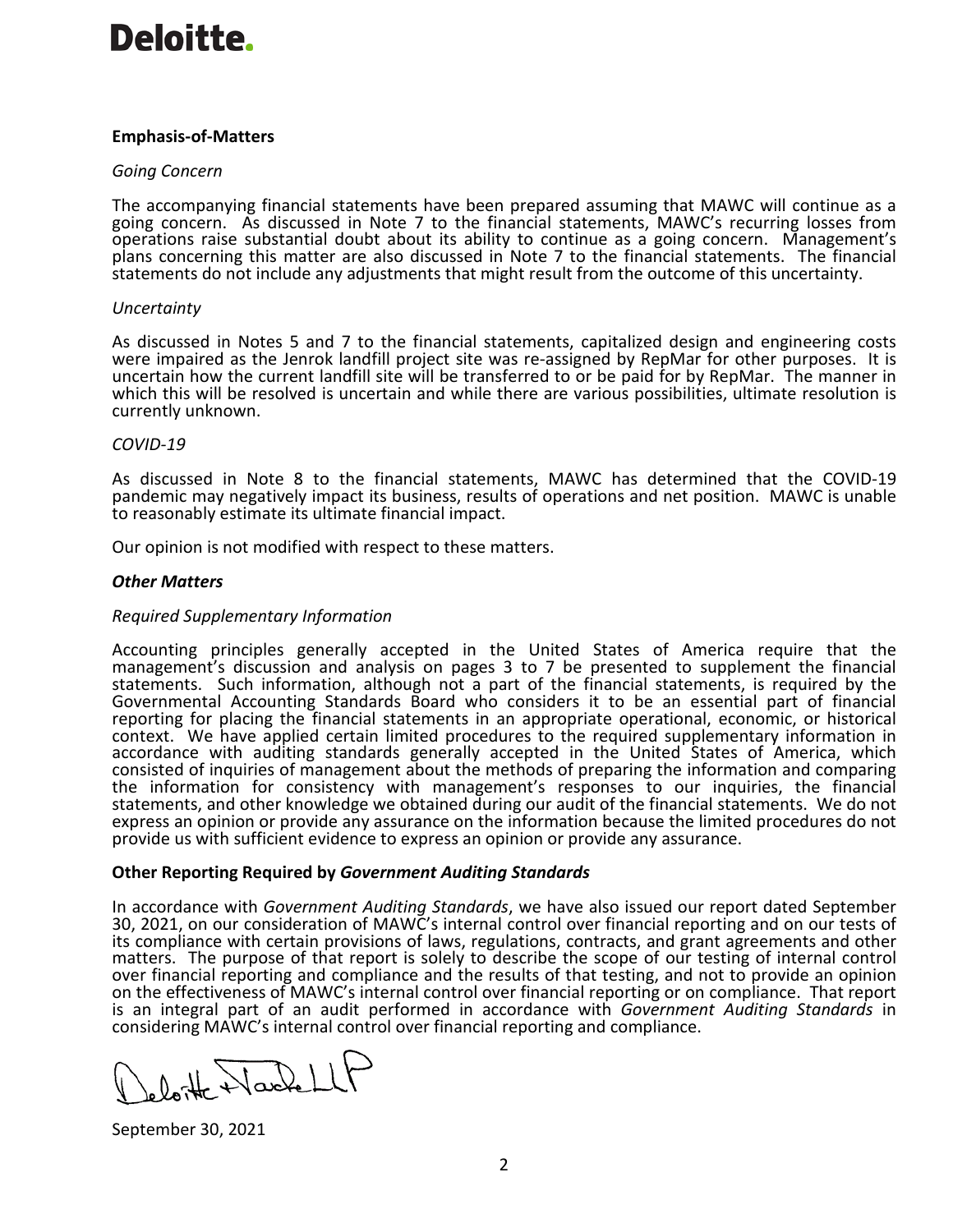**Emphasis-of-Matters**

*Going Concern*

The accompanying financial statements have been prepared assuming that MAWC will continue as a going concern. As discussed in Note 7 to the financial statements, MAWC's recurring losses from operations raise substantial doubt about its ability to continue as a going concern. Management's plans concerning this matter are also discussed in Note 7 to the financial statements. The financial statements do not include any adjustments that might result from the outcome of this uncertainty.

*Uncertainty*

As discussed in Notes 5 and 7 to the financial statements, capitalized design and engineering costs were impaired as the Jenrok landfill project site was re-assigned by RepMar for other purposes. It is uncertain how the current landfill site will be transferred to or be paid for by RepMar. The manner in which this will be resolved is uncertain and while there are various possibilities, ultimate resolution is currently unknown.

*COVID-19*

As discussed in Note 8 to the financial statements, MAWC has determined that the COVID-19 pandemic may negatively impact its business, results of operations and net position. MAWC is unable to reasonably estimate its ultimate financial impact.

Our opinion is not modified with respect to these matters.

***Other Matters***

*Required Supplementary Information*

Accounting principles generally accepted in the United States of America require that the management's discussion and analysis on pages 3 to 7 be presented to supplement the financial statements. Such information, although not a part of the financial statements, is required by the Governmental Accounting Standards Board who considers it to be an essential part of financial reporting for placing the financial statements in an appropriate operational, economic, or historical context. We have applied certain limited procedures to the required supplementary information in accordance with auditing standards generally accepted in the United States of America, which consisted of inquiries of management about the methods of preparing the information and comparing the information for consistency with management's responses to our inquiries, the financial statements, and other knowledge we obtained during our audit of the financial statements. We do not express an opinion or provide any assurance on the information because the limited procedures do not provide us with sufficient evidence to express an opinion or provide any assurance.

**Other Reporting Required by *Government Auditing Standards***

In accordance with *Government Auditing Standards*, we have also issued our report dated September 30, 2021, on our consideration of MAWC's internal control over financial reporting and on our tests of its compliance with certain provisions of laws, regulations, contracts, and grant agreements and other matters. The purpose of that report is solely to describe the scope of our testing of internal control over financial reporting and compliance and the results of that testing, and not to provide an opinion on the effectiveness of MAWC's internal control over financial reporting or on compliance. That report is an integral part of an audit performed in accordance with *Government Auditing Standards* in considering MAWC's internal control over financial reporting and compliance.

Deloitte & Touche LLP

September 30, 2021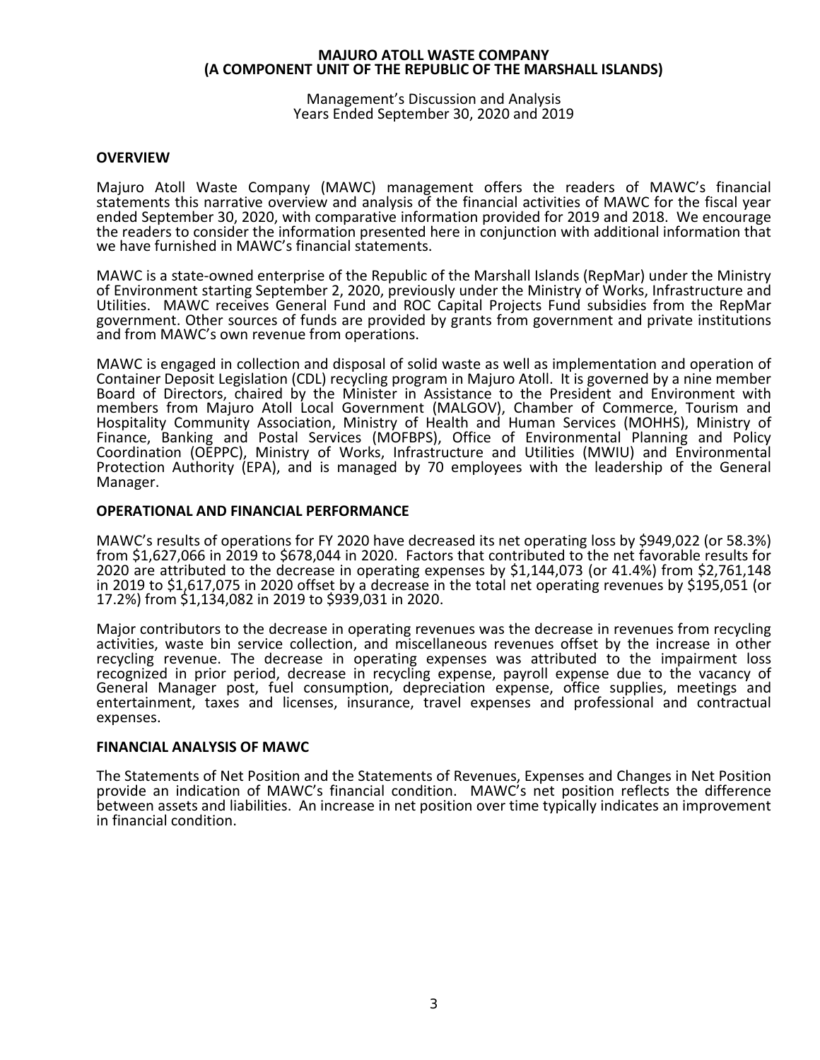**MAJURO ATOLL WASTE COMPANY**
**(A COMPONENT UNIT OF THE REPUBLIC OF THE MARSHALL ISLANDS)**

Management's Discussion and Analysis
Years Ended September 30, 2020 and 2019

## OVERVIEW

Majuro Atoll Waste Company (MAWC) management offers the readers of MAWC's financial statements this narrative overview and analysis of the financial activities of MAWC for the fiscal year ended September 30, 2020, with comparative information provided for 2019 and 2018. We encourage the readers to consider the information presented here in conjunction with additional information that we have furnished in MAWC's financial statements.

MAWC is a state-owned enterprise of the Republic of the Marshall Islands (RepMar) under the Ministry of Environment starting September 2, 2020, previously under the Ministry of Works, Infrastructure and Utilities. MAWC receives General Fund and ROC Capital Projects Fund subsidies from the RepMar government. Other sources of funds are provided by grants from government and private institutions and from MAWC's own revenue from operations.

MAWC is engaged in collection and disposal of solid waste as well as implementation and operation of Container Deposit Legislation (CDL) recycling program in Majuro Atoll. It is governed by a nine member Board of Directors, chaired by the Minister in Assistance to the President and Environment with members from Majuro Atoll Local Government (MALGOV), Chamber of Commerce, Tourism and Hospitality Community Association, Ministry of Health and Human Services (MOHHS), Ministry of Finance, Banking and Postal Services (MOFBPS), Office of Environmental Planning and Policy Coordination (OEPPC), Ministry of Works, Infrastructure and Utilities (MWIU) and Environmental Protection Authority (EPA), and is managed by 70 employees with the leadership of the General Manager.

## OPERATIONAL AND FINANCIAL PERFORMANCE

MAWC's results of operations for FY 2020 have decreased its net operating loss by $949,022 (or 58.3%) from $1,627,066 in 2019 to $678,044 in 2020. Factors that contributed to the net favorable results for 2020 are attributed to the decrease in operating expenses by $1,144,073 (or 41.4%) from $2,761,148 in 2019 to $1,617,075 in 2020 offset by a decrease in the total net operating revenues by $195,051 (or 17.2%) from $1,134,082 in 2019 to $939,031 in 2020.

Major contributors to the decrease in operating revenues was the decrease in revenues from recycling activities, waste bin service collection, and miscellaneous revenues offset by the increase in other recycling revenue. The decrease in operating expenses was attributed to the impairment loss recognized in prior period, decrease in recycling expense, payroll expense due to the vacancy of General Manager post, fuel consumption, depreciation expense, office supplies, meetings and entertainment, taxes and licenses, insurance, travel expenses and professional and contractual expenses.

## FINANCIAL ANALYSIS OF MAWC

The Statements of Net Position and the Statements of Revenues, Expenses and Changes in Net Position provide an indication of MAWC's financial condition. MAWC's net position reflects the difference between assets and liabilities. An increase in net position over time typically indicates an improvement in financial condition.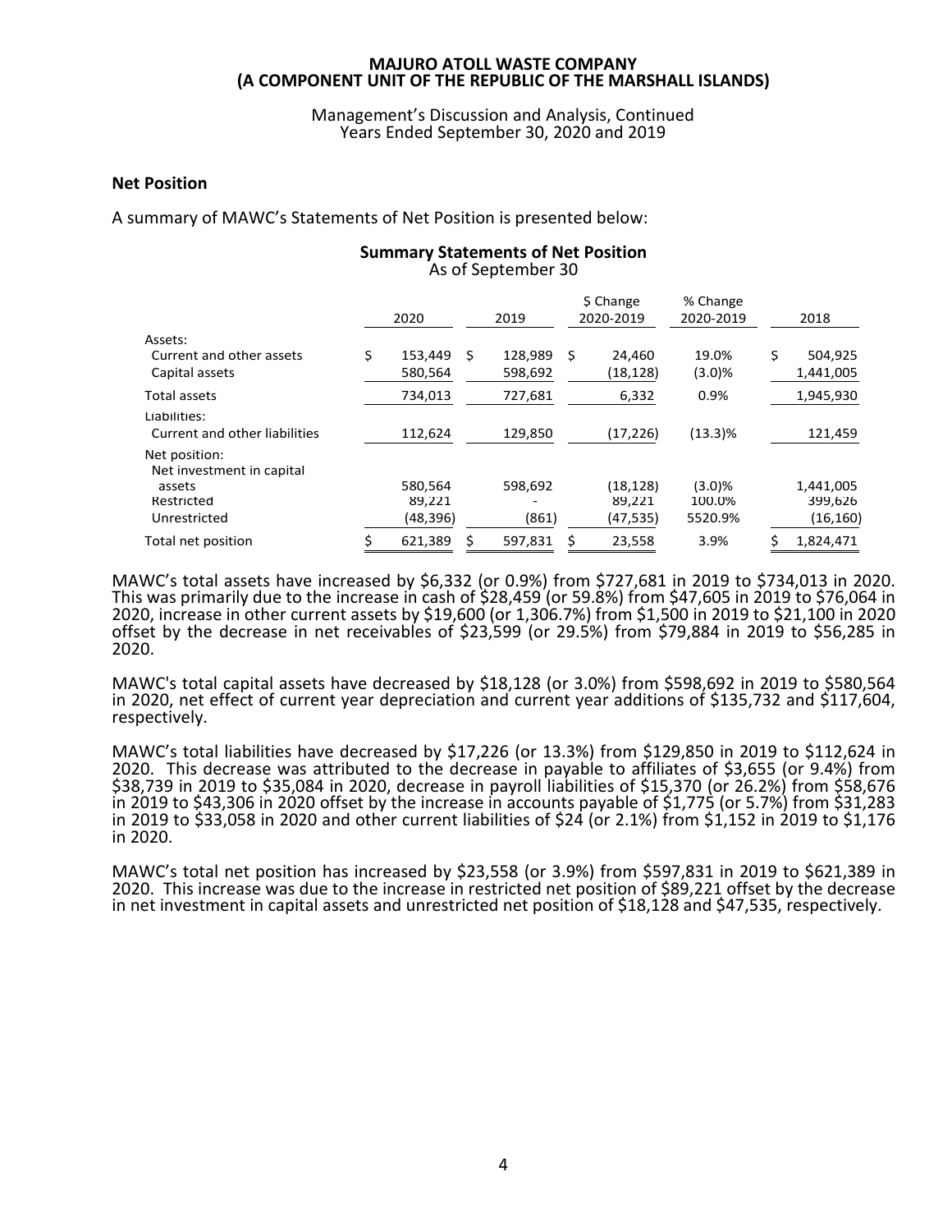**MAJURO ATOLL WASTE COMPANY**
**(A COMPONENT UNIT OF THE REPUBLIC OF THE MARSHALL ISLANDS)**

Management's Discussion and Analysis, Continued
Years Ended September 30, 2020 and 2019

## Net Position

A summary of MAWC's Statements of Net Position is presented below:

**Summary Statements of Net Position**
As of September 30

| | 2020 | 2019 | $ Change 2020-2019 | % Change 2020-2019 | 2018 |
|---|---|---|---|---|---|
| Assets: | | | | | |
| Current and other assets | $ 153,449 | $ 128,989 | $ 24,460 | 19.0% | $ 504,925 |
| Capital assets | 580,564 | 598,692 | (18,128) | (3.0)% | 1,441,005 |
| Total assets | 734,013 | 727,681 | 6,332 | 0.9% | 1,945,930 |
| Liabilities: | | | | | |
| Current and other liabilities | 112,624 | 129,850 | (17,226) | (13.3)% | 121,459 |
| Net position: | | | | | |
| Net investment in capital assets | 580,564 | 598,692 | (18,128) | (3.0)% | 1,441,005 |
| Restricted | 89,221 | - | 89,221 | 100.0% | 399,626 |
| Unrestricted | (48,396) | (861) | (47,535) | 5520.9% | (16,160) |
| Total net position | $ 621,389 | $ 597,831 | $ 23,558 | 3.9% | $ 1,824,471 |

MAWC's total assets have increased by $6,332 (or 0.9%) from $727,681 in 2019 to $734,013 in 2020. This was primarily due to the increase in cash of $28,459 (or 59.8%) from $47,605 in 2019 to $76,064 in 2020, increase in other current assets by $19,600 (or 1,306.7%) from $1,500 in 2019 to $21,100 in 2020 offset by the decrease in net receivables of $23,599 (or 29.5%) from $79,884 in 2019 to $56,285 in 2020.

MAWC's total capital assets have decreased by $18,128 (or 3.0%) from $598,692 in 2019 to $580,564 in 2020, net effect of current year depreciation and current year additions of $135,732 and $117,604, respectively.

MAWC's total liabilities have decreased by $17,226 (or 13.3%) from $129,850 in 2019 to $112,624 in 2020. This decrease was attributed to the decrease in payable to affiliates of $3,655 (or 9.4%) from $38,739 in 2019 to $35,084 in 2020, decrease in payroll liabilities of $15,370 (or 26.2%) from $58,676 in 2019 to $43,306 in 2020 offset by the increase in accounts payable of $1,775 (or 5.7%) from $31,283 in 2019 to $33,058 in 2020 and other current liabilities of $24 (or 2.1%) from $1,152 in 2019 to $1,176 in 2020.

MAWC's total net position has increased by $23,558 (or 3.9%) from $597,831 in 2019 to $621,389 in 2020. This increase was due to the increase in restricted net position of $89,221 offset by the decrease in net investment in capital assets and unrestricted net position of $18,128 and $47,535, respectively.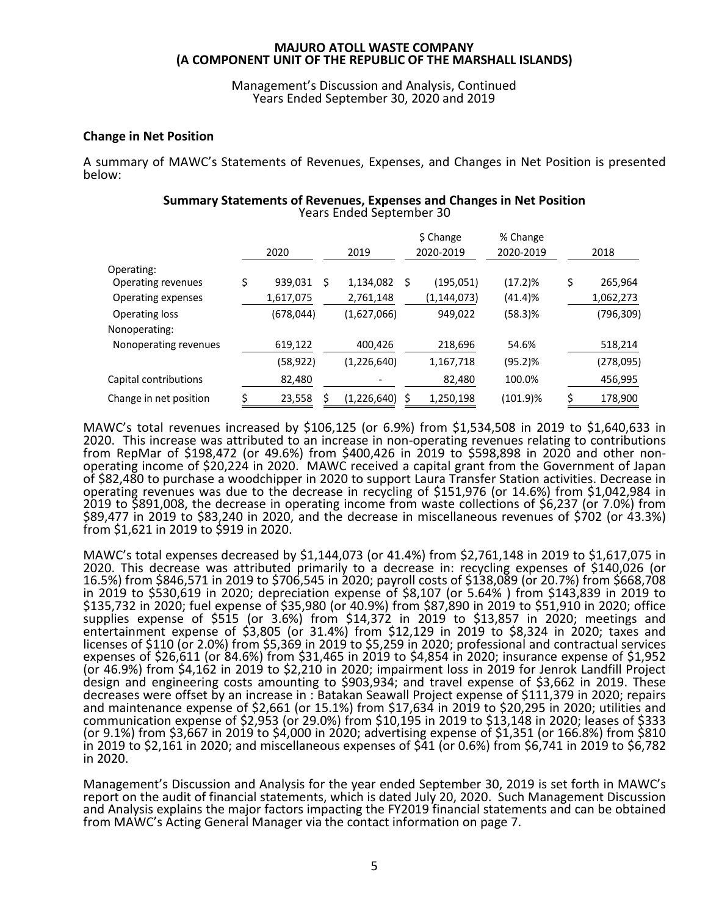**MAJURO ATOLL WASTE COMPANY**
**(A COMPONENT UNIT OF THE REPUBLIC OF THE MARSHALL ISLANDS)**

Management's Discussion and Analysis, Continued
Years Ended September 30, 2020 and 2019

### Change in Net Position

A summary of MAWC's Statements of Revenues, Expenses, and Changes in Net Position is presented below:

**Summary Statements of Revenues, Expenses and Changes in Net Position**
Years Ended September 30

| | 2020 | 2019 | $ Change 2020-2019 | % Change 2020-2019 | 2018 |
|---|---|---|---|---|---|
| Operating: | | | | | |
| Operating revenues | $ 939,031 | $ 1,134,082 | $ (195,051) | (17.2)% | $ 265,964 |
| Operating expenses | 1,617,075 | 2,761,148 | (1,144,073) | (41.4)% | 1,062,273 |
| Operating loss | (678,044) | (1,627,066) | 949,022 | (58.3)% | (796,309) |
| Nonoperating: | | | | | |
| Nonoperating revenues | 619,122 | 400,426 | 218,696 | 54.6% | 518,214 |
| | (58,922) | (1,226,640) | 1,167,718 | (95.2)% | (278,095) |
| Capital contributions | 82,480 | - | 82,480 | 100.0% | 456,995 |
| Change in net position | $ 23,558 | $ (1,226,640) | $ 1,250,198 | (101.9)% | $ 178,900 |

MAWC's total revenues increased by $106,125 (or 6.9%) from $1,534,508 in 2019 to $1,640,633 in 2020. This increase was attributed to an increase in non-operating revenues relating to contributions from RepMar of $198,472 (or 49.6%) from $400,426 in 2019 to $598,898 in 2020 and other non-operating income of $20,224 in 2020. MAWC received a capital grant from the Government of Japan of $82,480 to purchase a woodchipper in 2020 to support Laura Transfer Station activities. Decrease in operating revenues was due to the decrease in recycling of $151,976 (or 14.6%) from $1,042,984 in 2019 to $891,008, the decrease in operating income from waste collections of $6,237 (or 7.0%) from $89,477 in 2019 to $83,240 in 2020, and the decrease in miscellaneous revenues of $702 (or 43.3%) from $1,621 in 2019 to $919 in 2020.

MAWC's total expenses decreased by $1,144,073 (or 41.4%) from $2,761,148 in 2019 to $1,617,075 in 2020. This decrease was attributed primarily to a decrease in: recycling expenses of $140,026 (or 16.5%) from $846,571 in 2019 to $706,545 in 2020; payroll costs of $138,089 (or 20.7%) from $668,708 in 2019 to $530,619 in 2020; depreciation expense of $8,107 (or 5.64% ) from $143,839 in 2019 to $135,732 in 2020; fuel expense of $35,980 (or 40.9%) from $87,890 in 2019 to $51,910 in 2020; office supplies expense of $515 (or 3.6%) from $14,372 in 2019 to $13,857 in 2020; meetings and entertainment expense of $3,805 (or 31.4%) from $12,129 in 2019 to $8,324 in 2020; taxes and licenses of $110 (or 2.0%) from $5,369 in 2019 to $5,259 in 2020; professional and contractual services expenses of $26,611 (or 84.6%) from $31,465 in 2019 to $4,854 in 2020; insurance expense of $1,952 (or 46.9%) from $4,162 in 2019 to $2,210 in 2020; impairment loss in 2019 for Jenrok Landfill Project design and engineering costs amounting to $903,934; and travel expense of $3,662 in 2019. These decreases were offset by an increase in : Batakan Seawall Project expense of $111,379 in 2020; repairs and maintenance expense of $2,661 (or 15.1%) from $17,634 in 2019 to $20,295 in 2020; utilities and communication expense of $2,953 (or 29.0%) from $10,195 in 2019 to $13,148 in 2020; leases of $333 (or 9.1%) from $3,667 in 2019 to $4,000 in 2020; advertising expense of $1,351 (or 166.8%) from $810 in 2019 to $2,161 in 2020; and miscellaneous expenses of $41 (or 0.6%) from $6,741 in 2019 to $6,782 in 2020.

Management's Discussion and Analysis for the year ended September 30, 2019 is set forth in MAWC's report on the audit of financial statements, which is dated July 20, 2020. Such Management Discussion and Analysis explains the major factors impacting the FY2019 financial statements and can be obtained from MAWC's Acting General Manager via the contact information on page 7.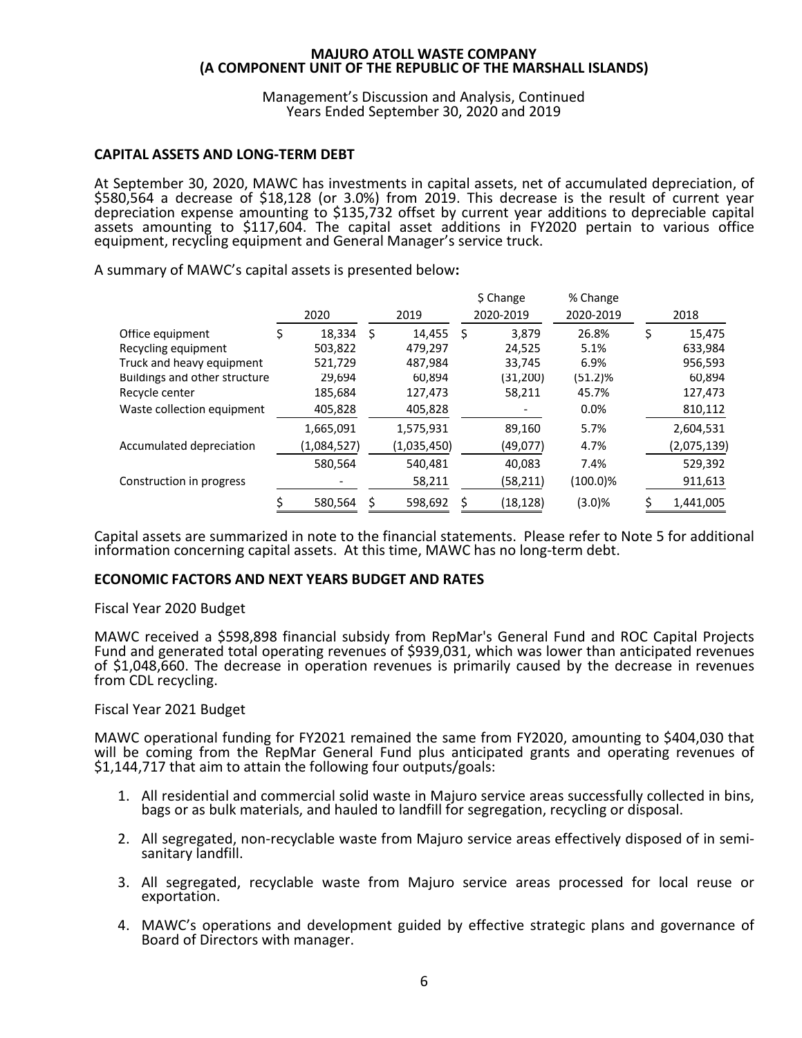**MAJURO ATOLL WASTE COMPANY**
**(A COMPONENT UNIT OF THE REPUBLIC OF THE MARSHALL ISLANDS)**

Management's Discussion and Analysis, Continued
Years Ended September 30, 2020 and 2019

## CAPITAL ASSETS AND LONG-TERM DEBT

At September 30, 2020, MAWC has investments in capital assets, net of accumulated depreciation, of $580,564 a decrease of $18,128 (or 3.0%) from 2019. This decrease is the result of current year depreciation expense amounting to $135,732 offset by current year additions to depreciable capital assets amounting to $117,604. The capital asset additions in FY2020 pertain to various office equipment, recycling equipment and General Manager's service truck.

A summary of MAWC's capital assets is presented below**:**

| | 2020 | 2019 | $ Change 2020-2019 | % Change 2020-2019 | 2018 |
|---|---|---|---|---|---|
| Office equipment | $ 18,334 | $ 14,455 | $ 3,879 | 26.8% | $ 15,475 |
| Recycling equipment | 503,822 | 479,297 | 24,525 | 5.1% | 633,984 |
| Truck and heavy equipment | 521,729 | 487,984 | 33,745 | 6.9% | 956,593 |
| Buildings and other structure | 29,694 | 60,894 | (31,200) | (51.2)% | 60,894 |
| Recycle center | 185,684 | 127,473 | 58,211 | 45.7% | 127,473 |
| Waste collection equipment | 405,828 | 405,828 | - | 0.0% | 810,112 |
| | 1,665,091 | 1,575,931 | 89,160 | 5.7% | 2,604,531 |
| Accumulated depreciation | (1,084,527) | (1,035,450) | (49,077) | 4.7% | (2,075,139) |
| | 580,564 | 540,481 | 40,083 | 7.4% | 529,392 |
| Construction in progress | - | 58,211 | (58,211) | (100.0)% | 911,613 |
| | $ 580,564 | $ 598,692 | $ (18,128) | (3.0)% | $ 1,441,005 |

Capital assets are summarized in note to the financial statements. Please refer to Note 5 for additional information concerning capital assets. At this time, MAWC has no long-term debt.

## ECONOMIC FACTORS AND NEXT YEARS BUDGET AND RATES

Fiscal Year 2020 Budget

MAWC received a $598,898 financial subsidy from RepMar's General Fund and ROC Capital Projects Fund and generated total operating revenues of $939,031, which was lower than anticipated revenues of $1,048,660. The decrease in operation revenues is primarily caused by the decrease in revenues from CDL recycling.

Fiscal Year 2021 Budget

MAWC operational funding for FY2021 remained the same from FY2020, amounting to $404,030 that will be coming from the RepMar General Fund plus anticipated grants and operating revenues of $1,144,717 that aim to attain the following four outputs/goals:

1. All residential and commercial solid waste in Majuro service areas successfully collected in bins, bags or as bulk materials, and hauled to landfill for segregation, recycling or disposal.

2. All segregated, non-recyclable waste from Majuro service areas effectively disposed of in semi-sanitary landfill.

3. All segregated, recyclable waste from Majuro service areas processed for local reuse or exportation.

4. MAWC's operations and development guided by effective strategic plans and governance of Board of Directors with manager.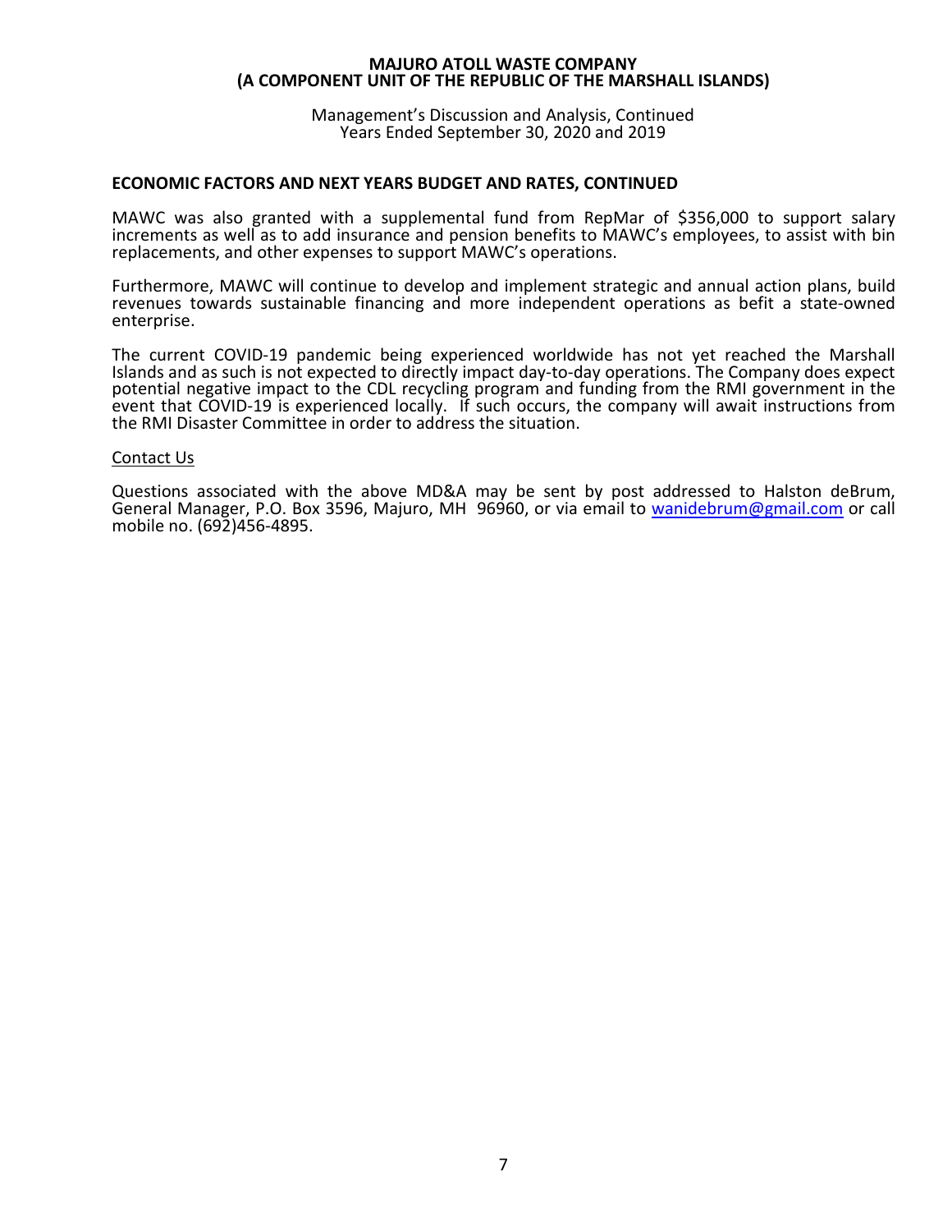## ECONOMIC FACTORS AND NEXT YEARS BUDGET AND RATES, CONTINUED

MAWC was also granted with a supplemental fund from RepMar of $356,000 to support salary increments as well as to add insurance and pension benefits to MAWC's employees, to assist with bin replacements, and other expenses to support MAWC's operations.

Furthermore, MAWC will continue to develop and implement strategic and annual action plans, build revenues towards sustainable financing and more independent operations as befit a state-owned enterprise.

The current COVID-19 pandemic being experienced worldwide has not yet reached the Marshall Islands and as such is not expected to directly impact day-to-day operations. The Company does expect potential negative impact to the CDL recycling program and funding from the RMI government in the event that COVID-19 is experienced locally. If such occurs, the company will await instructions from the RMI Disaster Committee in order to address the situation.

### Contact Us

Questions associated with the above MD&A may be sent by post addressed to Halston deBrum, General Manager, P.O. Box 3596, Majuro, MH 96960, or via email to wanidebrum@gmail.com or call mobile no. (692)456-4895.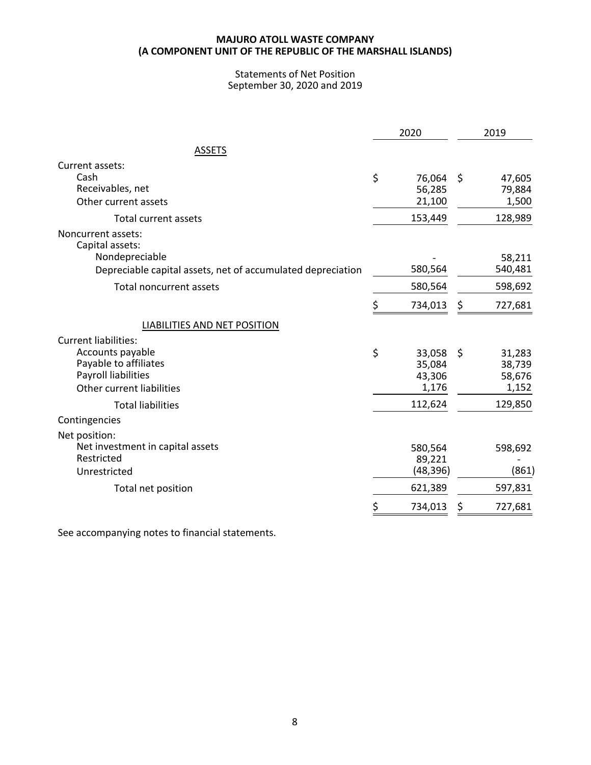**MAJURO ATOLL WASTE COMPANY**
**(A COMPONENT UNIT OF THE REPUBLIC OF THE MARSHALL ISLANDS)**

Statements of Net Position
September 30, 2020 and 2019

| | 2020 | 2019 |
|---|---|---|
| **ASSETS** | | |
| Current assets: | | |
| Cash | $ 76,064 | $ 47,605 |
| Receivables, net | 56,285 | 79,884 |
| Other current assets | 21,100 | 1,500 |
| Total current assets | 153,449 | 128,989 |
| Noncurrent assets: | | |
| Capital assets: | | |
| Nondepreciable | - | 58,211 |
| Depreciable capital assets, net of accumulated depreciation | 580,564 | 540,481 |
| Total noncurrent assets | 580,564 | 598,692 |
| | $ 734,013 | $ 727,681 |
| **LIABILITIES AND NET POSITION** | | |
| Current liabilities: | | |
| Accounts payable | $ 33,058 | $ 31,283 |
| Payable to affiliates | 35,084 | 38,739 |
| Payroll liabilities | 43,306 | 58,676 |
| Other current liabilities | 1,176 | 1,152 |
| Total liabilities | 112,624 | 129,850 |
| Contingencies | | |
| Net position: | | |
| Net investment in capital assets | 580,564 | 598,692 |
| Restricted | 89,221 | - |
| Unrestricted | (48,396) | (861) |
| Total net position | 621,389 | 597,831 |
| | $ 734,013 | $ 727,681 |

See accompanying notes to financial statements.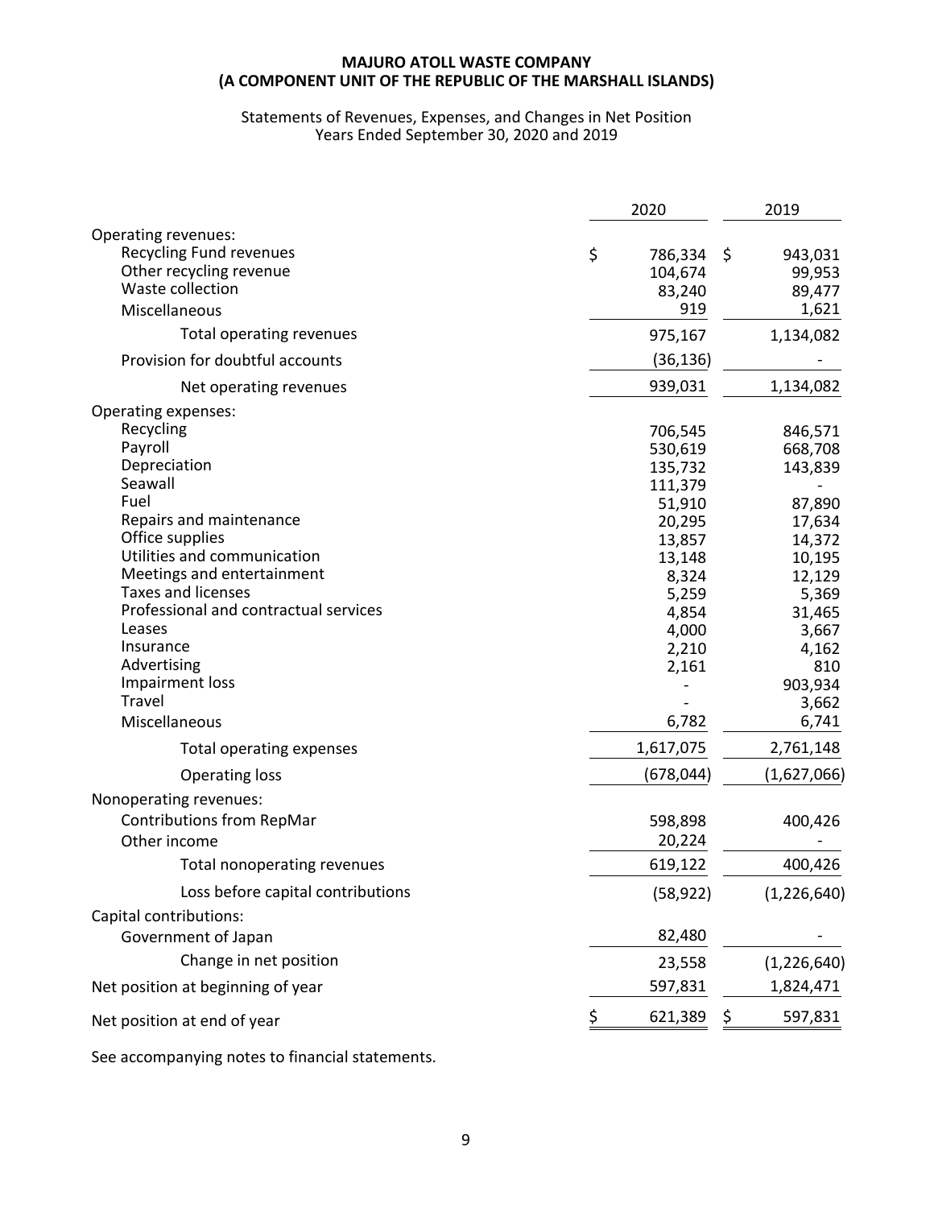**MAJURO ATOLL WASTE COMPANY**
**(A COMPONENT UNIT OF THE REPUBLIC OF THE MARSHALL ISLANDS)**

Statements of Revenues, Expenses, and Changes in Net Position
Years Ended September 30, 2020 and 2019

| | 2020 | 2019 |
|---|---|---|
| Operating revenues: | | |
| Recycling Fund revenues | $ 786,334 | $ 943,031 |
| Other recycling revenue | 104,674 | 99,953 |
| Waste collection | 83,240 | 89,477 |
| Miscellaneous | 919 | 1,621 |
| Total operating revenues | 975,167 | 1,134,082 |
| Provision for doubtful accounts | (36,136) | - |
| Net operating revenues | 939,031 | 1,134,082 |
| Operating expenses: | | |
| Recycling | 706,545 | 846,571 |
| Payroll | 530,619 | 668,708 |
| Depreciation | 135,732 | 143,839 |
| Seawall | 111,379 | - |
| Fuel | 51,910 | 87,890 |
| Repairs and maintenance | 20,295 | 17,634 |
| Office supplies | 13,857 | 14,372 |
| Utilities and communication | 13,148 | 10,195 |
| Meetings and entertainment | 8,324 | 12,129 |
| Taxes and licenses | 5,259 | 5,369 |
| Professional and contractual services | 4,854 | 31,465 |
| Leases | 4,000 | 3,667 |
| Insurance | 2,210 | 4,162 |
| Advertising | 2,161 | 810 |
| Impairment loss | - | 903,934 |
| Travel | - | 3,662 |
| Miscellaneous | 6,782 | 6,741 |
| Total operating expenses | 1,617,075 | 2,761,148 |
| Operating loss | (678,044) | (1,627,066) |
| Nonoperating revenues: | | |
| Contributions from RepMar | 598,898 | 400,426 |
| Other income | 20,224 | - |
| Total nonoperating revenues | 619,122 | 400,426 |
| Loss before capital contributions | (58,922) | (1,226,640) |
| Capital contributions: | | |
| Government of Japan | 82,480 | - |
| Change in net position | 23,558 | (1,226,640) |
| Net position at beginning of year | 597,831 | 1,824,471 |
| Net position at end of year | $ 621,389 | $ 597,831 |

See accompanying notes to financial statements.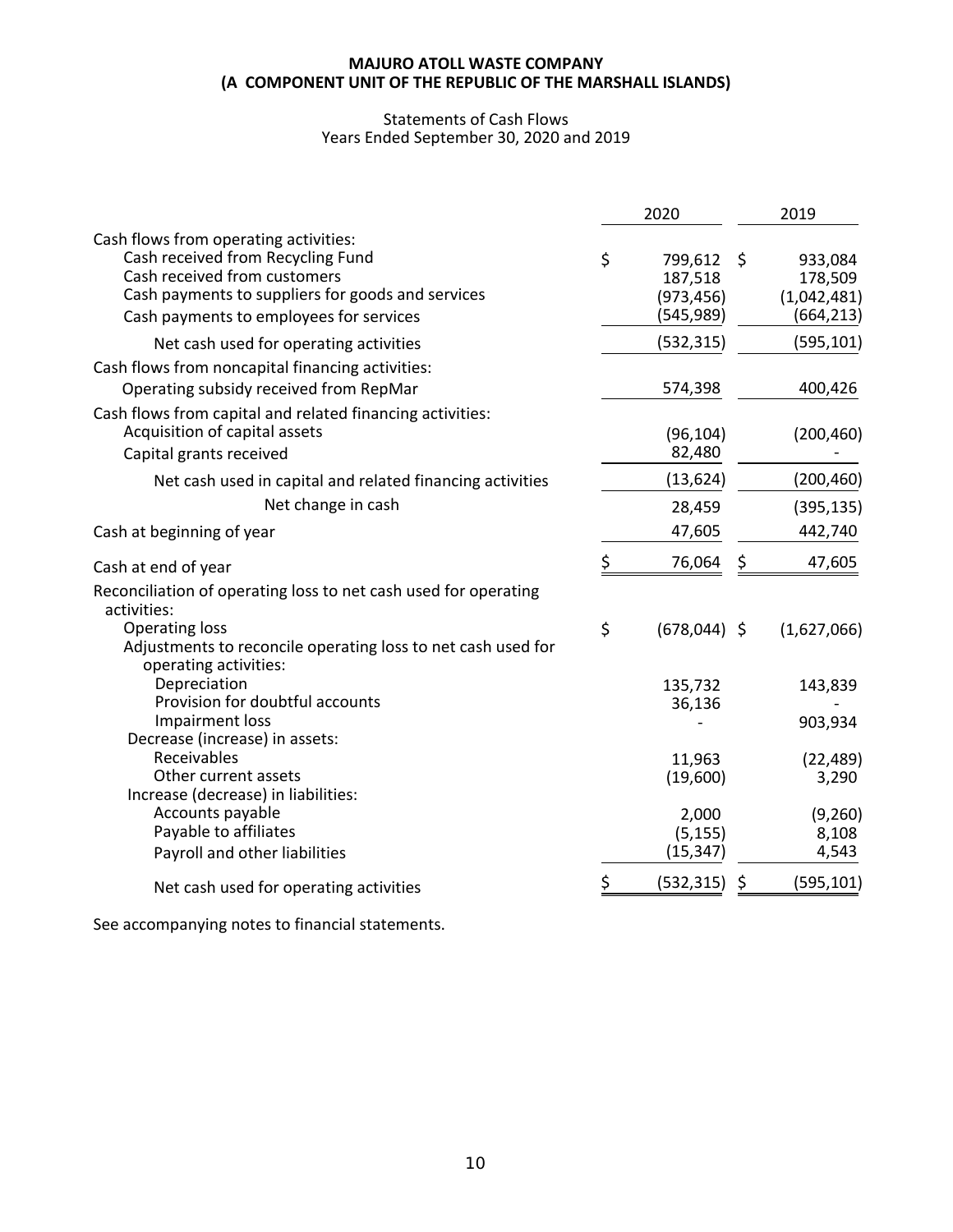**MAJURO ATOLL WASTE COMPANY**
**(A COMPONENT UNIT OF THE REPUBLIC OF THE MARSHALL ISLANDS)**

Statements of Cash Flows
Years Ended September 30, 2020 and 2019

| | 2020 | 2019 |
|---|---|---|
| Cash flows from operating activities: | | |
| Cash received from Recycling Fund | $ 799,612 | $ 933,084 |
| Cash received from customers | 187,518 | 178,509 |
| Cash payments to suppliers for goods and services | (973,456) | (1,042,481) |
| Cash payments to employees for services | (545,989) | (664,213) |
| Net cash used for operating activities | (532,315) | (595,101) |
| Cash flows from noncapital financing activities: | | |
| Operating subsidy received from RepMar | 574,398 | 400,426 |
| Cash flows from capital and related financing activities: | | |
| Acquisition of capital assets | (96,104) | (200,460) |
| Capital grants received | 82,480 | - |
| Net cash used in capital and related financing activities | (13,624) | (200,460) |
| Net change in cash | 28,459 | (395,135) |
| Cash at beginning of year | 47,605 | 442,740 |
| Cash at end of year | $ 76,064 | $ 47,605 |
| Reconciliation of operating loss to net cash used for operating activities: | | |
| Operating loss | $ (678,044) | $ (1,627,066) |
| Adjustments to reconcile operating loss to net cash used for operating activities: | | |
| Depreciation | 135,732 | 143,839 |
| Provision for doubtful accounts | 36,136 | - |
| Impairment loss | - | 903,934 |
| Decrease (increase) in assets: | | |
| Receivables | 11,963 | (22,489) |
| Other current assets | (19,600) | 3,290 |
| Increase (decrease) in liabilities: | | |
| Accounts payable | 2,000 | (9,260) |
| Payable to affiliates | (5,155) | 8,108 |
| Payroll and other liabilities | (15,347) | 4,543 |
| Net cash used for operating activities | $ (532,315) | $ (595,101) |

See accompanying notes to financial statements.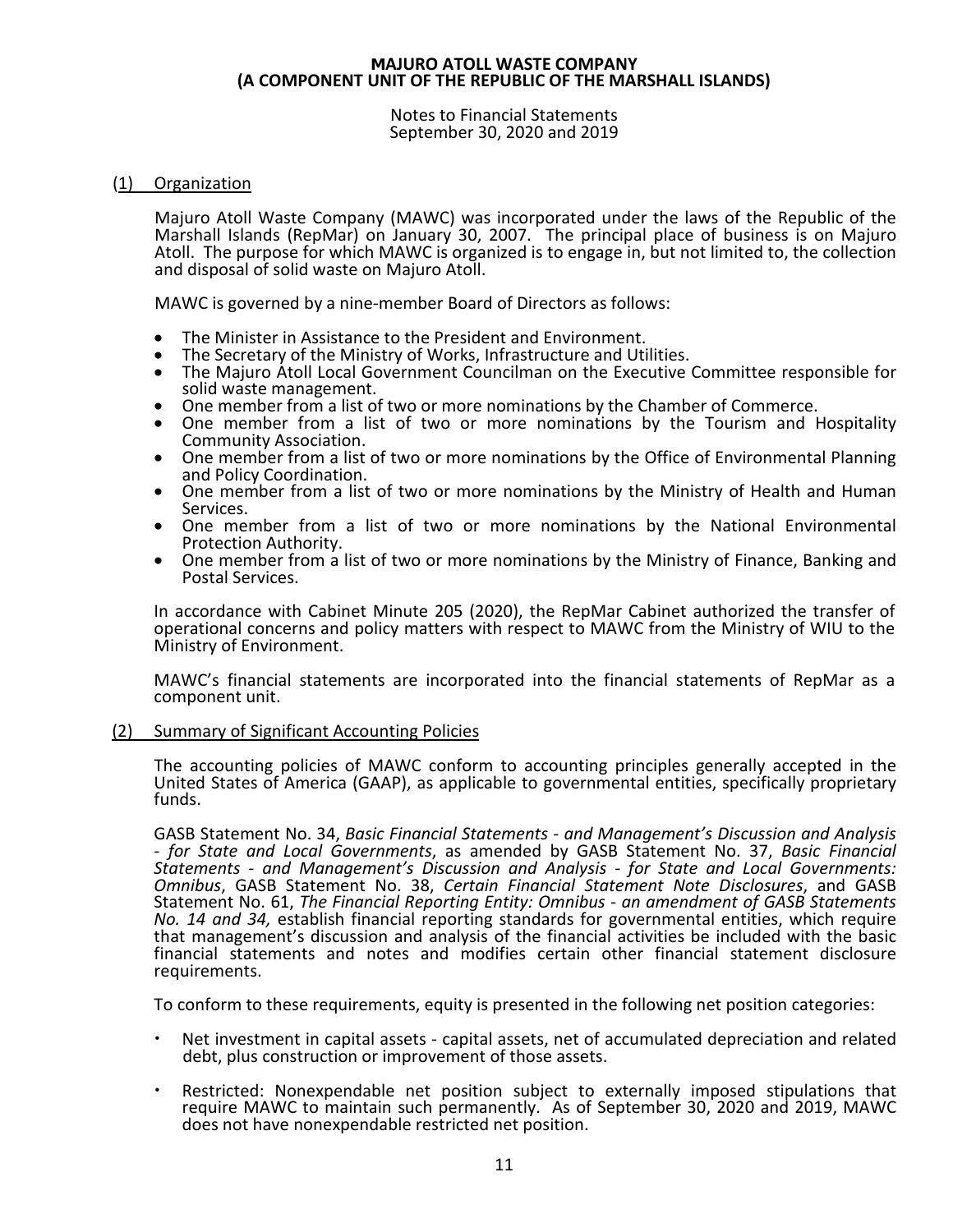**MAJURO ATOLL WASTE COMPANY**
**(A COMPONENT UNIT OF THE REPUBLIC OF THE MARSHALL ISLANDS)**

Notes to Financial Statements
September 30, 2020 and 2019

## (1) Organization

Majuro Atoll Waste Company (MAWC) was incorporated under the laws of the Republic of the Marshall Islands (RepMar) on January 30, 2007. The principal place of business is on Majuro Atoll. The purpose for which MAWC is organized is to engage in, but not limited to, the collection and disposal of solid waste on Majuro Atoll.

MAWC is governed by a nine-member Board of Directors as follows:

- The Minister in Assistance to the President and Environment.
- The Secretary of the Ministry of Works, Infrastructure and Utilities.
- The Majuro Atoll Local Government Councilman on the Executive Committee responsible for solid waste management.
- One member from a list of two or more nominations by the Chamber of Commerce.
- One member from a list of two or more nominations by the Tourism and Hospitality Community Association.
- One member from a list of two or more nominations by the Office of Environmental Planning and Policy Coordination.
- One member from a list of two or more nominations by the Ministry of Health and Human Services.
- One member from a list of two or more nominations by the National Environmental Protection Authority.
- One member from a list of two or more nominations by the Ministry of Finance, Banking and Postal Services.

In accordance with Cabinet Minute 205 (2020), the RepMar Cabinet authorized the transfer of operational concerns and policy matters with respect to MAWC from the Ministry of WIU to the Ministry of Environment.

MAWC's financial statements are incorporated into the financial statements of RepMar as a component unit.

## (2) Summary of Significant Accounting Policies

The accounting policies of MAWC conform to accounting principles generally accepted in the United States of America (GAAP), as applicable to governmental entities, specifically proprietary funds.

GASB Statement No. 34, *Basic Financial Statements - and Management's Discussion and Analysis - for State and Local Governments*, as amended by GASB Statement No. 37, *Basic Financial Statements - and Management's Discussion and Analysis - for State and Local Governments: Omnibus*, GASB Statement No. 38, *Certain Financial Statement Note Disclosures*, and GASB Statement No. 61, *The Financial Reporting Entity: Omnibus - an amendment of GASB Statements No. 14 and 34,* establish financial reporting standards for governmental entities, which require that management's discussion and analysis of the financial activities be included with the basic financial statements and notes and modifies certain other financial statement disclosure requirements.

To conform to these requirements, equity is presented in the following net position categories:

- Net investment in capital assets - capital assets, net of accumulated depreciation and related debt, plus construction or improvement of those assets.

- Restricted: Nonexpendable net position subject to externally imposed stipulations that require MAWC to maintain such permanently. As of September 30, 2020 and 2019, MAWC does not have nonexpendable restricted net position.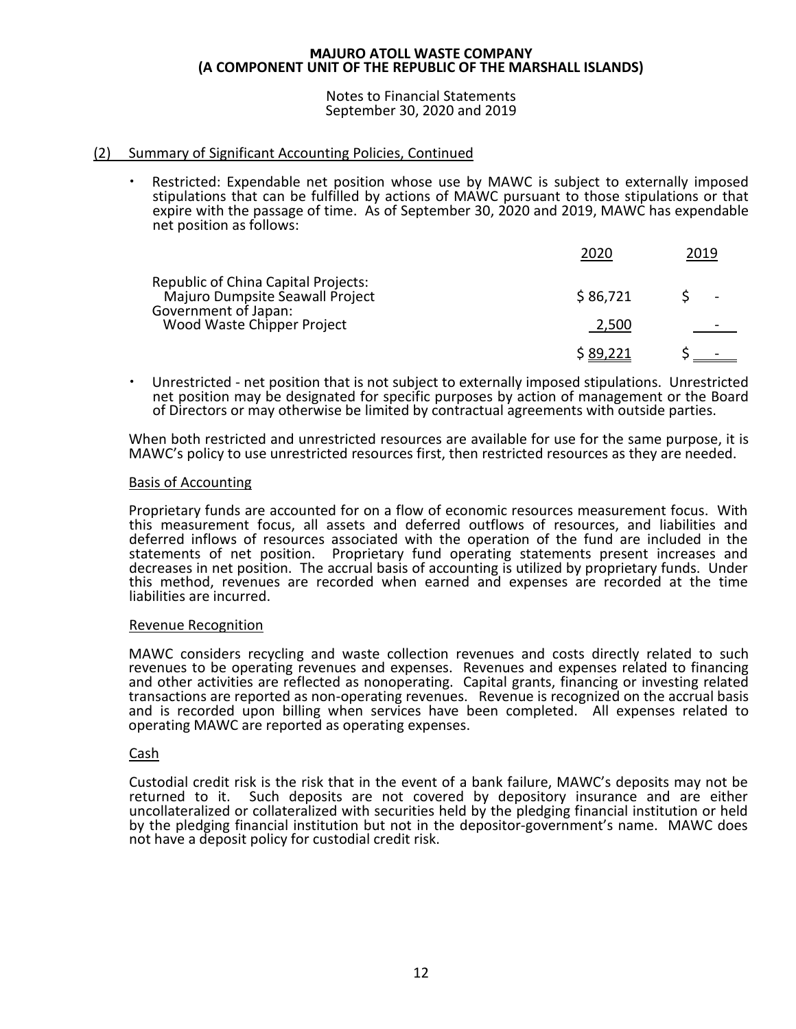**MAJURO ATOLL WASTE COMPANY**
**(A COMPONENT UNIT OF THE REPUBLIC OF THE MARSHALL ISLANDS)**

Notes to Financial Statements
September 30, 2020 and 2019

## (2) Summary of Significant Accounting Policies, Continued

- Restricted: Expendable net position whose use by MAWC is subject to externally imposed stipulations that can be fulfilled by actions of MAWC pursuant to those stipulations or that expire with the passage of time. As of September 30, 2020 and 2019, MAWC has expendable net position as follows:

| | 2020 | 2019 |
|---|---|---|
| Republic of China Capital Projects: | | |
| Majuro Dumpsite Seawall Project | $ 86,721 | $ - |
| Government of Japan: | | |
| Wood Waste Chipper Project | 2,500 | - |
| | $ 89,221 | $ - |

- Unrestricted - net position that is not subject to externally imposed stipulations. Unrestricted net position may be designated for specific purposes by action of management or the Board of Directors or may otherwise be limited by contractual agreements with outside parties.

When both restricted and unrestricted resources are available for use for the same purpose, it is MAWC's policy to use unrestricted resources first, then restricted resources as they are needed.

### Basis of Accounting

Proprietary funds are accounted for on a flow of economic resources measurement focus. With this measurement focus, all assets and deferred outflows of resources, and liabilities and deferred inflows of resources associated with the operation of the fund are included in the statements of net position. Proprietary fund operating statements present increases and decreases in net position. The accrual basis of accounting is utilized by proprietary funds. Under this method, revenues are recorded when earned and expenses are recorded at the time liabilities are incurred.

### Revenue Recognition

MAWC considers recycling and waste collection revenues and costs directly related to such revenues to be operating revenues and expenses. Revenues and expenses related to financing and other activities are reflected as nonoperating. Capital grants, financing or investing related transactions are reported as non-operating revenues. Revenue is recognized on the accrual basis and is recorded upon billing when services have been completed. All expenses related to operating MAWC are reported as operating expenses.

### Cash

Custodial credit risk is the risk that in the event of a bank failure, MAWC's deposits may not be returned to it. Such deposits are not covered by depository insurance and are either uncollateralized or collateralized with securities held by the pledging financial institution or held by the pledging financial institution but not in the depositor-government's name. MAWC does not have a deposit policy for custodial credit risk.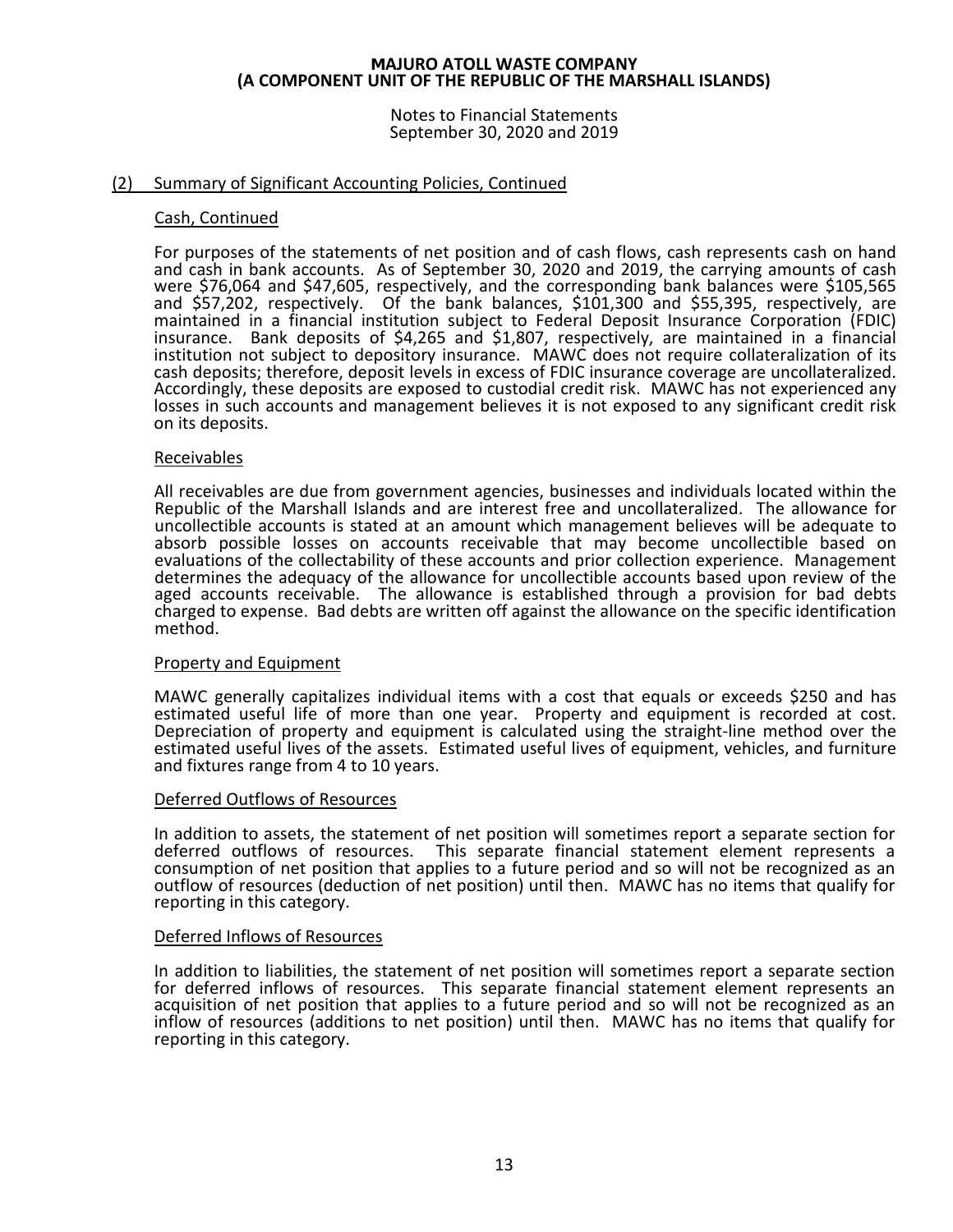## (2) Summary of Significant Accounting Policies, Continued

### Cash, Continued

For purposes of the statements of net position and of cash flows, cash represents cash on hand and cash in bank accounts. As of September 30, 2020 and 2019, the carrying amounts of cash were $76,064 and $47,605, respectively, and the corresponding bank balances were $105,565 and $57,202, respectively. Of the bank balances, $101,300 and $55,395, respectively, are maintained in a financial institution subject to Federal Deposit Insurance Corporation (FDIC) insurance. Bank deposits of $4,265 and $1,807, respectively, are maintained in a financial institution not subject to depository insurance. MAWC does not require collateralization of its cash deposits; therefore, deposit levels in excess of FDIC insurance coverage are uncollateralized. Accordingly, these deposits are exposed to custodial credit risk. MAWC has not experienced any losses in such accounts and management believes it is not exposed to any significant credit risk on its deposits.

### Receivables

All receivables are due from government agencies, businesses and individuals located within the Republic of the Marshall Islands and are interest free and uncollateralized. The allowance for uncollectible accounts is stated at an amount which management believes will be adequate to absorb possible losses on accounts receivable that may become uncollectible based on evaluations of the collectability of these accounts and prior collection experience. Management determines the adequacy of the allowance for uncollectible accounts based upon review of the aged accounts receivable. The allowance is established through a provision for bad debts charged to expense. Bad debts are written off against the allowance on the specific identification method.

### Property and Equipment

MAWC generally capitalizes individual items with a cost that equals or exceeds $250 and has estimated useful life of more than one year. Property and equipment is recorded at cost. Depreciation of property and equipment is calculated using the straight-line method over the estimated useful lives of the assets. Estimated useful lives of equipment, vehicles, and furniture and fixtures range from 4 to 10 years.

### Deferred Outflows of Resources

In addition to assets, the statement of net position will sometimes report a separate section for deferred outflows of resources. This separate financial statement element represents a consumption of net position that applies to a future period and so will not be recognized as an outflow of resources (deduction of net position) until then. MAWC has no items that qualify for reporting in this category.

### Deferred Inflows of Resources

In addition to liabilities, the statement of net position will sometimes report a separate section for deferred inflows of resources. This separate financial statement element represents an acquisition of net position that applies to a future period and so will not be recognized as an inflow of resources (additions to net position) until then. MAWC has no items that qualify for reporting in this category.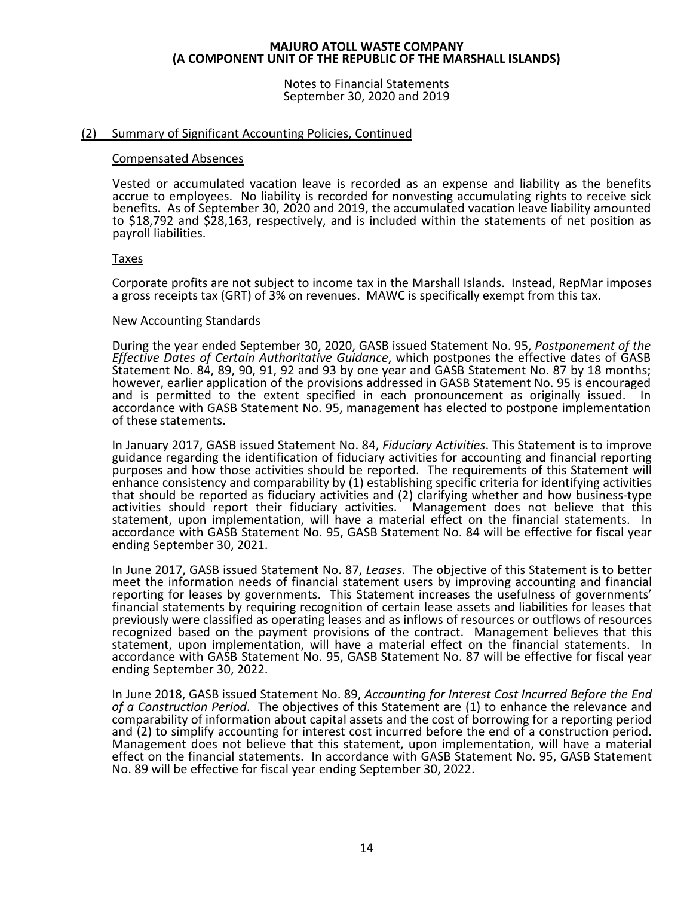## (2) Summary of Significant Accounting Policies, Continued

### Compensated Absences

Vested or accumulated vacation leave is recorded as an expense and liability as the benefits accrue to employees. No liability is recorded for nonvesting accumulating rights to receive sick benefits. As of September 30, 2020 and 2019, the accumulated vacation leave liability amounted to $18,792 and $28,163, respectively, and is included within the statements of net position as payroll liabilities.

### Taxes

Corporate profits are not subject to income tax in the Marshall Islands. Instead, RepMar imposes a gross receipts tax (GRT) of 3% on revenues. MAWC is specifically exempt from this tax.

### New Accounting Standards

During the year ended September 30, 2020, GASB issued Statement No. 95, *Postponement of the Effective Dates of Certain Authoritative Guidance*, which postpones the effective dates of GASB Statement No. 84, 89, 90, 91, 92 and 93 by one year and GASB Statement No. 87 by 18 months; however, earlier application of the provisions addressed in GASB Statement No. 95 is encouraged and is permitted to the extent specified in each pronouncement as originally issued. In accordance with GASB Statement No. 95, management has elected to postpone implementation of these statements.

In January 2017, GASB issued Statement No. 84, *Fiduciary Activities*. This Statement is to improve guidance regarding the identification of fiduciary activities for accounting and financial reporting purposes and how those activities should be reported. The requirements of this Statement will enhance consistency and comparability by (1) establishing specific criteria for identifying activities that should be reported as fiduciary activities and (2) clarifying whether and how business-type activities should report their fiduciary activities. Management does not believe that this statement, upon implementation, will have a material effect on the financial statements. In accordance with GASB Statement No. 95, GASB Statement No. 84 will be effective for fiscal year ending September 30, 2021.

In June 2017, GASB issued Statement No. 87, *Leases*. The objective of this Statement is to better meet the information needs of financial statement users by improving accounting and financial reporting for leases by governments. This Statement increases the usefulness of governments' financial statements by requiring recognition of certain lease assets and liabilities for leases that previously were classified as operating leases and as inflows of resources or outflows of resources recognized based on the payment provisions of the contract. Management believes that this statement, upon implementation, will have a material effect on the financial statements. In accordance with GASB Statement No. 95, GASB Statement No. 87 will be effective for fiscal year ending September 30, 2022.

In June 2018, GASB issued Statement No. 89, *Accounting for Interest Cost Incurred Before the End of a Construction Period*. The objectives of this Statement are (1) to enhance the relevance and comparability of information about capital assets and the cost of borrowing for a reporting period and (2) to simplify accounting for interest cost incurred before the end of a construction period. Management does not believe that this statement, upon implementation, will have a material effect on the financial statements. In accordance with GASB Statement No. 95, GASB Statement No. 89 will be effective for fiscal year ending September 30, 2022.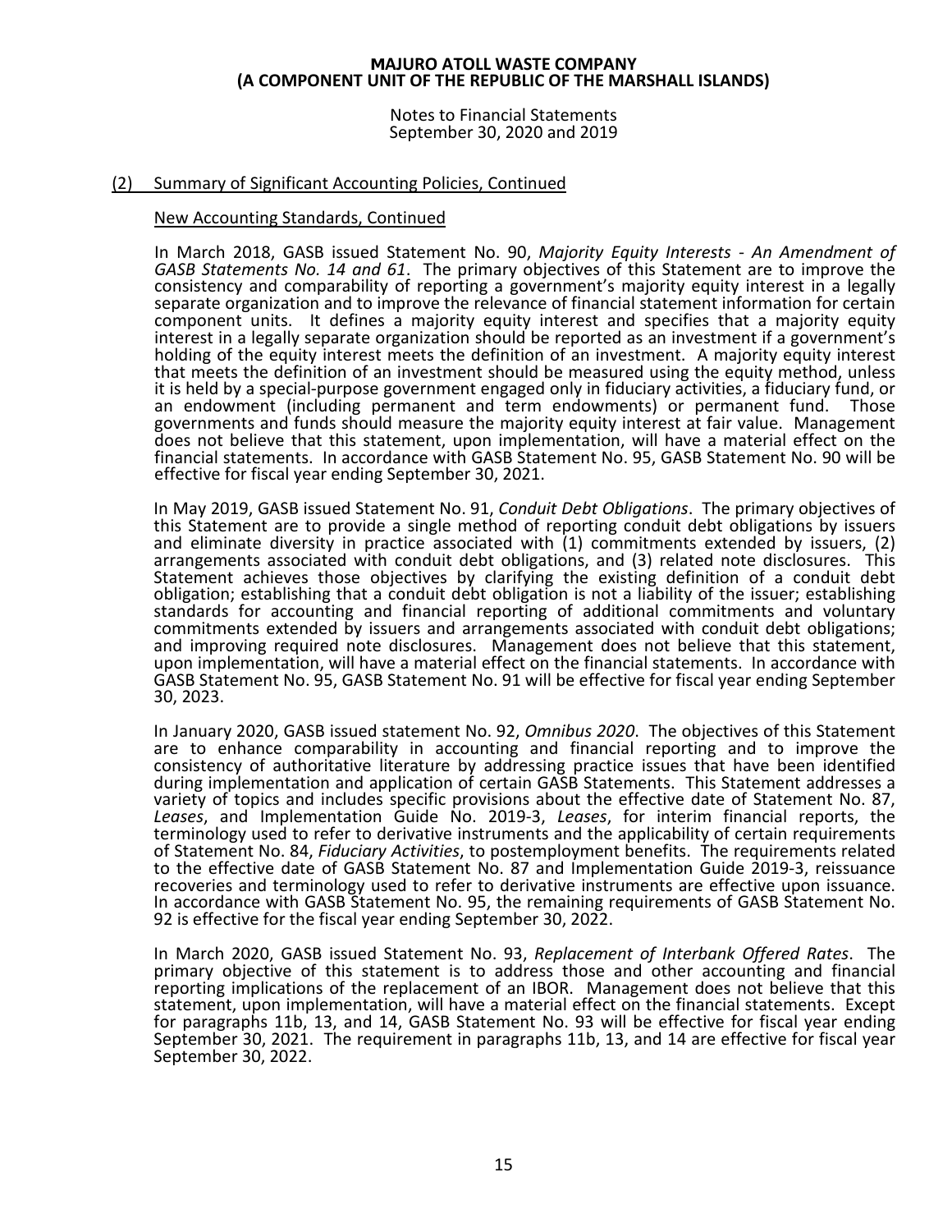## (2) Summary of Significant Accounting Policies, Continued

### New Accounting Standards, Continued

In March 2018, GASB issued Statement No. 90, *Majority Equity Interests - An Amendment of GASB Statements No. 14 and 61*. The primary objectives of this Statement are to improve the consistency and comparability of reporting a government's majority equity interest in a legally separate organization and to improve the relevance of financial statement information for certain component units. It defines a majority equity interest and specifies that a majority equity interest in a legally separate organization should be reported as an investment if a government's holding of the equity interest meets the definition of an investment. A majority equity interest that meets the definition of an investment should be measured using the equity method, unless it is held by a special-purpose government engaged only in fiduciary activities, a fiduciary fund, or an endowment (including permanent and term endowments) or permanent fund. Those governments and funds should measure the majority equity interest at fair value. Management does not believe that this statement, upon implementation, will have a material effect on the financial statements. In accordance with GASB Statement No. 95, GASB Statement No. 90 will be effective for fiscal year ending September 30, 2021.

In May 2019, GASB issued Statement No. 91, *Conduit Debt Obligations*. The primary objectives of this Statement are to provide a single method of reporting conduit debt obligations by issuers and eliminate diversity in practice associated with (1) commitments extended by issuers, (2) arrangements associated with conduit debt obligations, and (3) related note disclosures. This Statement achieves those objectives by clarifying the existing definition of a conduit debt obligation; establishing that a conduit debt obligation is not a liability of the issuer; establishing standards for accounting and financial reporting of additional commitments and voluntary commitments extended by issuers and arrangements associated with conduit debt obligations; and improving required note disclosures. Management does not believe that this statement, upon implementation, will have a material effect on the financial statements. In accordance with GASB Statement No. 95, GASB Statement No. 91 will be effective for fiscal year ending September 30, 2023.

In January 2020, GASB issued statement No. 92, *Omnibus 2020*. The objectives of this Statement are to enhance comparability in accounting and financial reporting and to improve the consistency of authoritative literature by addressing practice issues that have been identified during implementation and application of certain GASB Statements. This Statement addresses a variety of topics and includes specific provisions about the effective date of Statement No. 87, *Leases*, and Implementation Guide No. 2019-3, *Leases*, for interim financial reports, the terminology used to refer to derivative instruments and the applicability of certain requirements of Statement No. 84, *Fiduciary Activities*, to postemployment benefits. The requirements related to the effective date of GASB Statement No. 87 and Implementation Guide 2019-3, reissuance recoveries and terminology used to refer to derivative instruments are effective upon issuance. In accordance with GASB Statement No. 95, the remaining requirements of GASB Statement No. 92 is effective for the fiscal year ending September 30, 2022.

In March 2020, GASB issued Statement No. 93, *Replacement of Interbank Offered Rates*. The primary objective of this statement is to address those and other accounting and financial reporting implications of the replacement of an IBOR. Management does not believe that this statement, upon implementation, will have a material effect on the financial statements. Except for paragraphs 11b, 13, and 14, GASB Statement No. 93 will be effective for fiscal year ending September 30, 2021. The requirement in paragraphs 11b, 13, and 14 are effective for fiscal year September 30, 2022.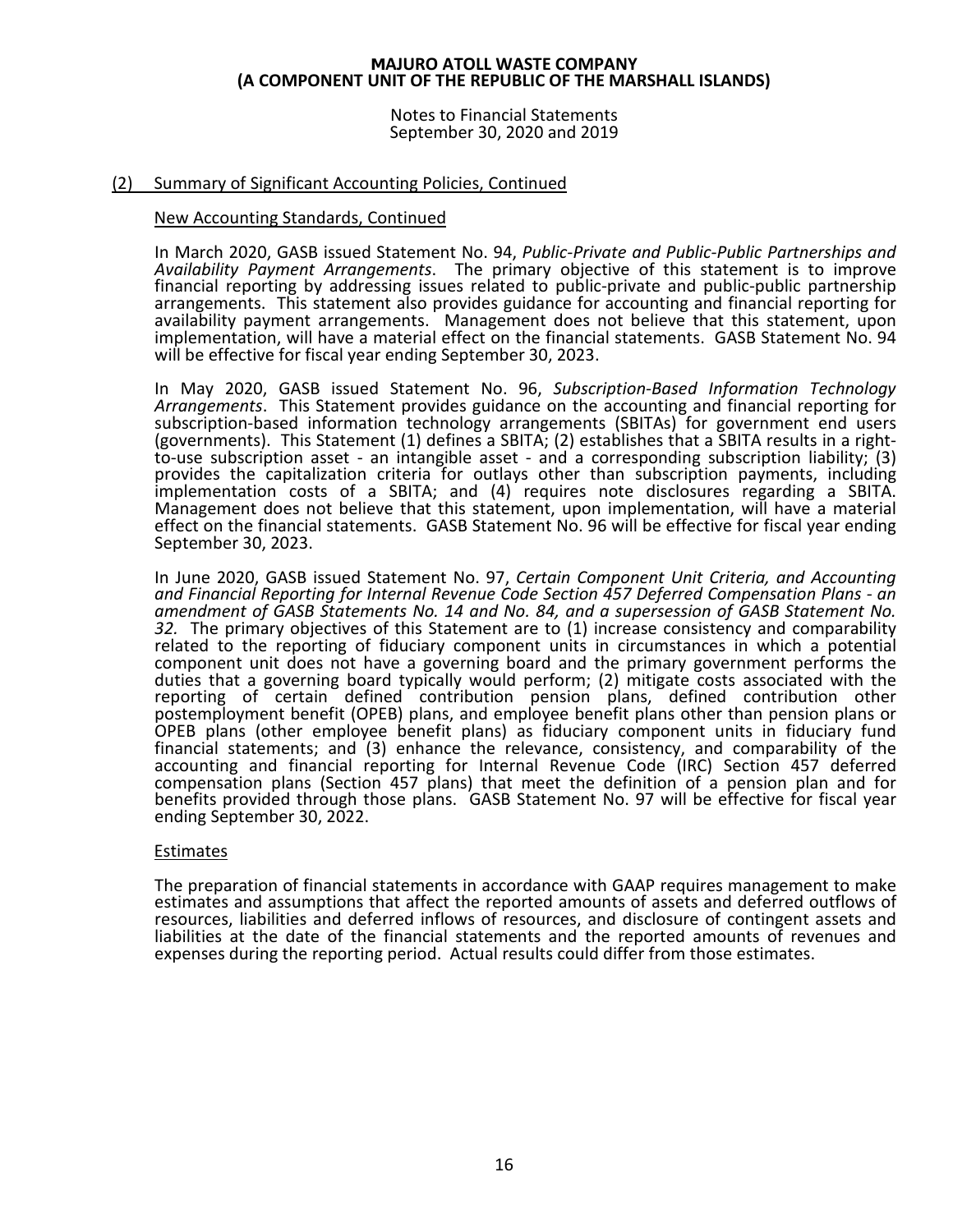## (2) Summary of Significant Accounting Policies, Continued

### New Accounting Standards, Continued

In March 2020, GASB issued Statement No. 94, *Public-Private and Public-Public Partnerships and Availability Payment Arrangements*. The primary objective of this statement is to improve financial reporting by addressing issues related to public-private and public-public partnership arrangements. This statement also provides guidance for accounting and financial reporting for availability payment arrangements. Management does not believe that this statement, upon implementation, will have a material effect on the financial statements. GASB Statement No. 94 will be effective for fiscal year ending September 30, 2023.

In May 2020, GASB issued Statement No. 96, *Subscription-Based Information Technology Arrangements*. This Statement provides guidance on the accounting and financial reporting for subscription-based information technology arrangements (SBITAs) for government end users (governments). This Statement (1) defines a SBITA; (2) establishes that a SBITA results in a right-to-use subscription asset - an intangible asset - and a corresponding subscription liability; (3) provides the capitalization criteria for outlays other than subscription payments, including implementation costs of a SBITA; and (4) requires note disclosures regarding a SBITA. Management does not believe that this statement, upon implementation, will have a material effect on the financial statements. GASB Statement No. 96 will be effective for fiscal year ending September 30, 2023.

In June 2020, GASB issued Statement No. 97, *Certain Component Unit Criteria, and Accounting and Financial Reporting for Internal Revenue Code Section 457 Deferred Compensation Plans - an amendment of GASB Statements No. 14 and No. 84, and a supersession of GASB Statement No. 32.* The primary objectives of this Statement are to (1) increase consistency and comparability related to the reporting of fiduciary component units in circumstances in which a potential component unit does not have a governing board and the primary government performs the duties that a governing board typically would perform; (2) mitigate costs associated with the reporting of certain defined contribution pension plans, defined contribution other postemployment benefit (OPEB) plans, and employee benefit plans other than pension plans or OPEB plans (other employee benefit plans) as fiduciary component units in fiduciary fund financial statements; and (3) enhance the relevance, consistency, and comparability of the accounting and financial reporting for Internal Revenue Code (IRC) Section 457 deferred compensation plans (Section 457 plans) that meet the definition of a pension plan and for benefits provided through those plans. GASB Statement No. 97 will be effective for fiscal year ending September 30, 2022.

### Estimates

The preparation of financial statements in accordance with GAAP requires management to make estimates and assumptions that affect the reported amounts of assets and deferred outflows of resources, liabilities and deferred inflows of resources, and disclosure of contingent assets and liabilities at the date of the financial statements and the reported amounts of revenues and expenses during the reporting period. Actual results could differ from those estimates.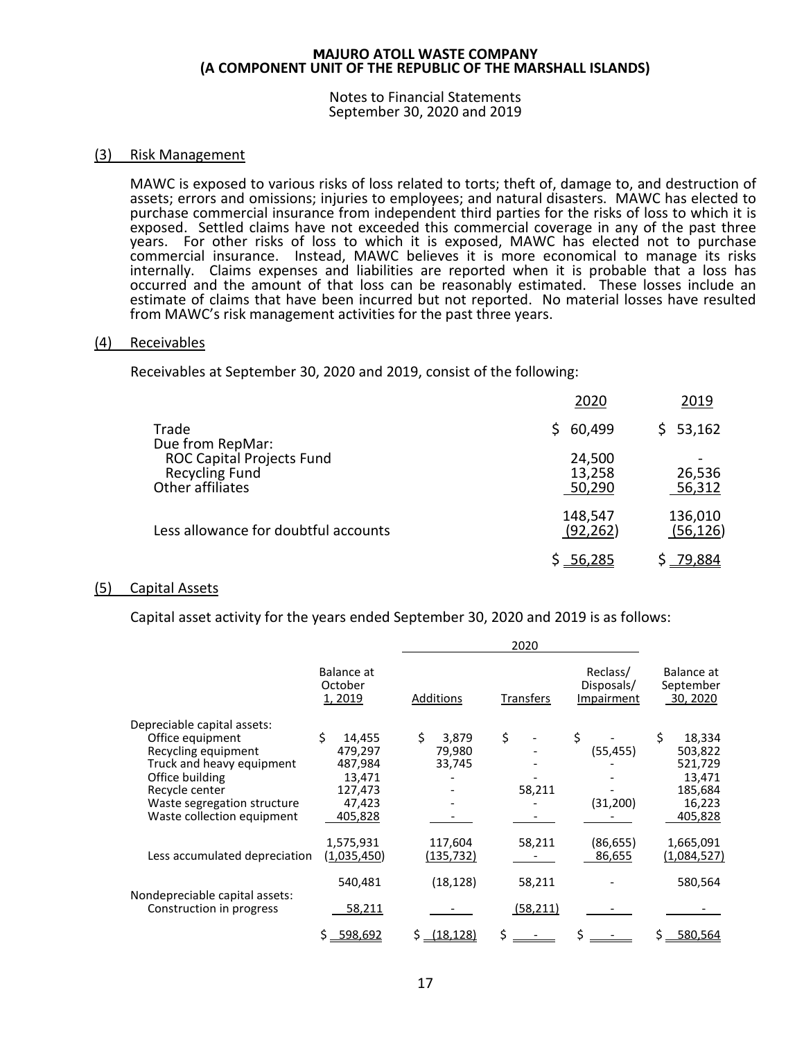## (3) Risk Management

MAWC is exposed to various risks of loss related to torts; theft of, damage to, and destruction of assets; errors and omissions; injuries to employees; and natural disasters. MAWC has elected to purchase commercial insurance from independent third parties for the risks of loss to which it is exposed. Settled claims have not exceeded this commercial coverage in any of the past three years. For other risks of loss to which it is exposed, MAWC has elected not to purchase commercial insurance. Instead, MAWC believes it is more economical to manage its risks internally. Claims expenses and liabilities are reported when it is probable that a loss has occurred and the amount of that loss can be reasonably estimated. These losses include an estimate of claims that have been incurred but not reported. No material losses have resulted from MAWC's risk management activities for the past three years.

## (4) Receivables

Receivables at September 30, 2020 and 2019, consist of the following:

| | 2020 | 2019 |
|---|---|---|
| Trade | $ 60,499 | $ 53,162 |
| Due from RepMar: | | |
| ROC Capital Projects Fund | 24,500 | - |
| Recycling Fund | 13,258 | 26,536 |
| Other affiliates | 50,290 | 56,312 |
| | 148,547 | 136,010 |
| Less allowance for doubtful accounts | (92,262) | (56,126) |
| | $ 56,285 | $ 79,884 |

## (5) Capital Assets

Capital asset activity for the years ended September 30, 2020 and 2019 is as follows:

| | | 2020 | | | |
|---|---|---|---|---|---|
| | Balance at October 1, 2019 | Additions | Transfers | Reclass/ Disposals/ Impairment | Balance at September 30, 2020 |
| Depreciable capital assets: | | | | | |
| Office equipment | $ 14,455 | $ 3,879 | $ - | $ - | $ 18,334 |
| Recycling equipment | 479,297 | 79,980 | - | (55,455) | 503,822 |
| Truck and heavy equipment | 487,984 | 33,745 | - | - | 521,729 |
| Office building | 13,471 | - | - | - | 13,471 |
| Recycle center | 127,473 | - | 58,211 | - | 185,684 |
| Waste segregation structure | 47,423 | - | - | (31,200) | 16,223 |
| Waste collection equipment | 405,828 | - | - | - | 405,828 |
| | 1,575,931 | 117,604 | 58,211 | (86,655) | 1,665,091 |
| Less accumulated depreciation | (1,035,450) | (135,732) | - | 86,655 | (1,084,527) |
| | 540,481 | (18,128) | 58,211 | - | 580,564 |
| Nondepreciable capital assets: | | | | | |
| Construction in progress | 58,211 | - | (58,211) | - | - |
| | $ 598,692 | $ (18,128) | $ - | $ - | $ 580,564 |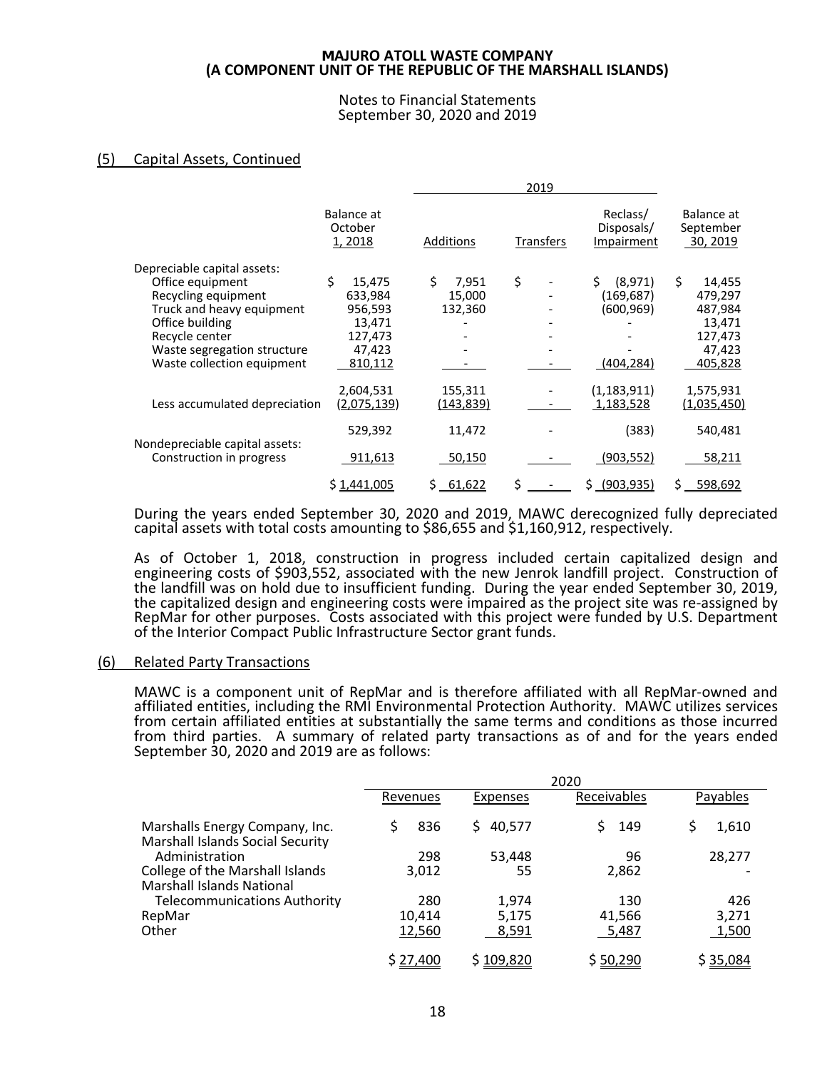MAJURO ATOLL WASTE COMPANY
(A COMPONENT UNIT OF THE REPUBLIC OF THE MARSHALL ISLANDS)

Notes to Financial Statements
September 30, 2020 and 2019

## (5) Capital Assets, Continued

| | Balance at October 1, 2018 | 2019 Additions | Transfers | Reclass/ Disposals/ Impairment | Balance at September 30, 2019 |
|---|---|---|---|---|---|
| Depreciable capital assets: | | | | | |
| Office equipment | $ 15,475 | $ 7,951 | $ - | $ (8,971) | $ 14,455 |
| Recycling equipment | 633,984 | 15,000 | - | (169,687) | 479,297 |
| Truck and heavy equipment | 956,593 | 132,360 | - | (600,969) | 487,984 |
| Office building | 13,471 | - | - | - | 13,471 |
| Recycle center | 127,473 | - | - | - | 127,473 |
| Waste segregation structure | 47,423 | - | - | - | 47,423 |
| Waste collection equipment | 810,112 | - | - | (404,284) | 405,828 |
| | 2,604,531 | 155,311 | - | (1,183,911) | 1,575,931 |
| Less accumulated depreciation | (2,075,139) | (143,839) | - | 1,183,528 | (1,035,450) |
| | 529,392 | 11,472 | - | (383) | 540,481 |
| Nondepreciable capital assets: | | | | | |
| Construction in progress | 911,613 | 50,150 | - | (903,552) | 58,211 |
| | $ 1,441,005 | $ 61,622 | $ - | $ (903,935) | $ 598,692 |

During the years ended September 30, 2020 and 2019, MAWC derecognized fully depreciated capital assets with total costs amounting to $86,655 and $1,160,912, respectively.

As of October 1, 2018, construction in progress included certain capitalized design and engineering costs of $903,552, associated with the new Jenrok landfill project. Construction of the landfill was on hold due to insufficient funding. During the year ended September 30, 2019, the capitalized design and engineering costs were impaired as the project site was re-assigned by RepMar for other purposes. Costs associated with this project were funded by U.S. Department of the Interior Compact Public Infrastructure Sector grant funds.

## (6) Related Party Transactions

MAWC is a component unit of RepMar and is therefore affiliated with all RepMar-owned and affiliated entities, including the RMI Environmental Protection Authority. MAWC utilizes services from certain affiliated entities at substantially the same terms and conditions as those incurred from third parties. A summary of related party transactions as of and for the years ended September 30, 2020 and 2019 are as follows:

| | 2020 Revenues | Expenses | Receivables | Payables |
|---|---|---|---|---|
| Marshalls Energy Company, Inc. | $ 836 | $ 40,577 | $ 149 | $ 1,610 |
| Marshall Islands Social Security Administration | 298 | 53,448 | 96 | 28,277 |
| College of the Marshall Islands | 3,012 | 55 | 2,862 | - |
| Marshall Islands National Telecommunications Authority | 280 | 1,974 | 130 | 426 |
| RepMar | 10,414 | 5,175 | 41,566 | 3,271 |
| Other | 12,560 | 8,591 | 5,487 | 1,500 |
| | $ 27,400 | $ 109,820 | $ 50,290 | $ 35,084 |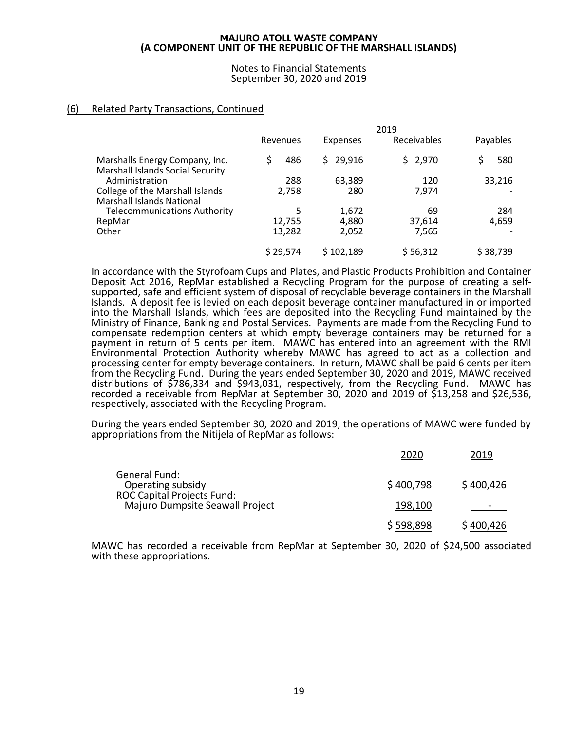## (6) Related Party Transactions, Continued

| | 2019 | | | |
|---|---|---|---|---|
| | Revenues | Expenses | Receivables | Payables |
| Marshalls Energy Company, Inc. | $ 486 | $ 29,916 | $ 2,970 | $ 580 |
| Marshall Islands Social Security Administration | 288 | 63,389 | 120 | 33,216 |
| College of the Marshall Islands | 2,758 | 280 | 7,974 | - |
| Marshall Islands National Telecommunications Authority | 5 | 1,672 | 69 | 284 |
| RepMar | 12,755 | 4,880 | 37,614 | 4,659 |
| Other | 13,282 | 2,052 | 7,565 | - |
| | $ 29,574 | $ 102,189 | $ 56,312 | $ 38,739 |

In accordance with the Styrofoam Cups and Plates, and Plastic Products Prohibition and Container Deposit Act 2016, RepMar established a Recycling Program for the purpose of creating a self-supported, safe and efficient system of disposal of recyclable beverage containers in the Marshall Islands. A deposit fee is levied on each deposit beverage container manufactured in or imported into the Marshall Islands, which fees are deposited into the Recycling Fund maintained by the Ministry of Finance, Banking and Postal Services. Payments are made from the Recycling Fund to compensate redemption centers at which empty beverage containers may be returned for a payment in return of 5 cents per item. MAWC has entered into an agreement with the RMI Environmental Protection Authority whereby MAWC has agreed to act as a collection and processing center for empty beverage containers. In return, MAWC shall be paid 6 cents per item from the Recycling Fund. During the years ended September 30, 2020 and 2019, MAWC received distributions of $786,334 and $943,031, respectively, from the Recycling Fund. MAWC has recorded a receivable from RepMar at September 30, 2020 and 2019 of $13,258 and $26,536, respectively, associated with the Recycling Program.

During the years ended September 30, 2020 and 2019, the operations of MAWC were funded by appropriations from the Nitijela of RepMar as follows:

| | 2020 | 2019 |
|---|---|---|
| General Fund: | | |
| Operating subsidy | $ 400,798 | $ 400,426 |
| ROC Capital Projects Fund: | | |
| Majuro Dumpsite Seawall Project | 198,100 | - |
| | $ 598,898 | $ 400,426 |

MAWC has recorded a receivable from RepMar at September 30, 2020 of $24,500 associated with these appropriations.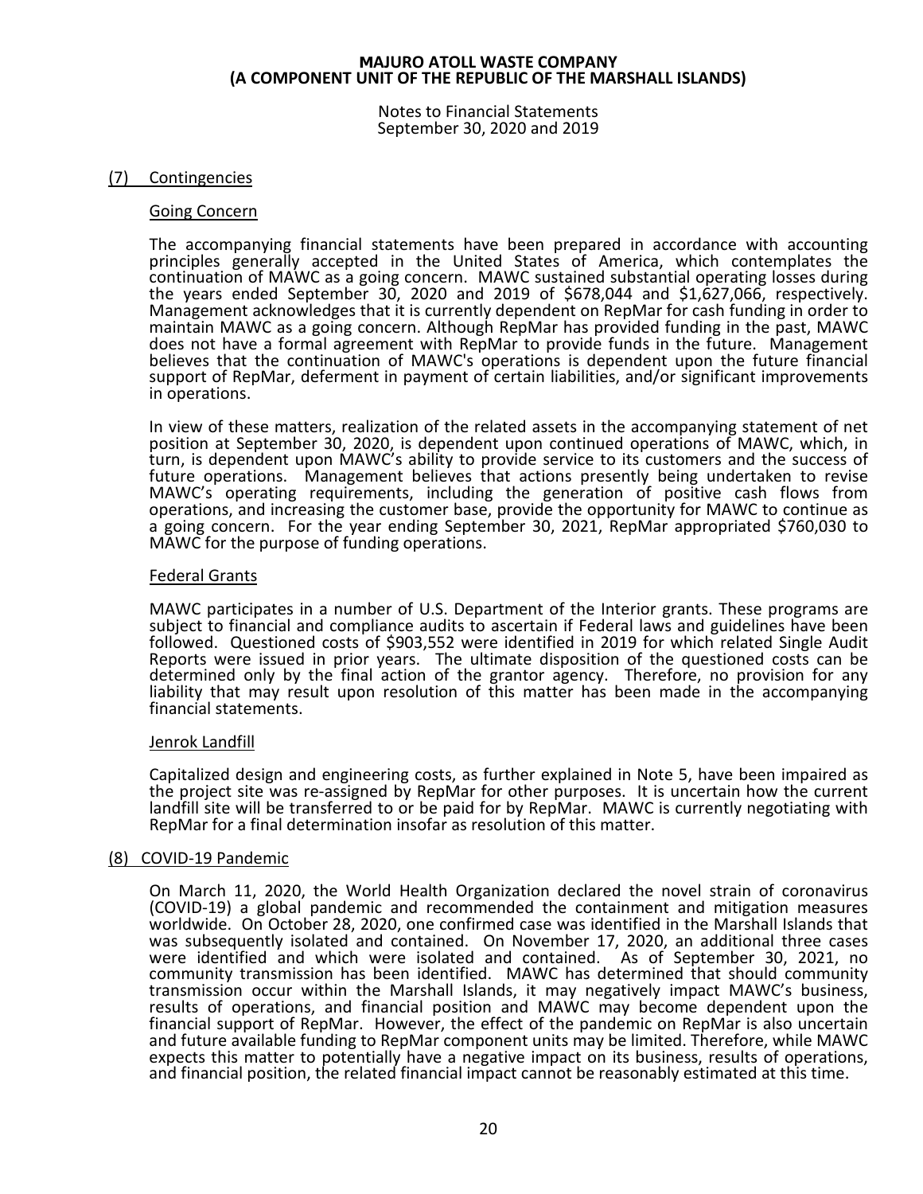## (7) Contingencies

### Going Concern

The accompanying financial statements have been prepared in accordance with accounting principles generally accepted in the United States of America, which contemplates the continuation of MAWC as a going concern. MAWC sustained substantial operating losses during the years ended September 30, 2020 and 2019 of $678,044 and $1,627,066, respectively. Management acknowledges that it is currently dependent on RepMar for cash funding in order to maintain MAWC as a going concern. Although RepMar has provided funding in the past, MAWC does not have a formal agreement with RepMar to provide funds in the future. Management believes that the continuation of MAWC's operations is dependent upon the future financial support of RepMar, deferment in payment of certain liabilities, and/or significant improvements in operations.

In view of these matters, realization of the related assets in the accompanying statement of net position at September 30, 2020, is dependent upon continued operations of MAWC, which, in turn, is dependent upon MAWC's ability to provide service to its customers and the success of future operations. Management believes that actions presently being undertaken to revise MAWC's operating requirements, including the generation of positive cash flows from operations, and increasing the customer base, provide the opportunity for MAWC to continue as a going concern. For the year ending September 30, 2021, RepMar appropriated $760,030 to MAWC for the purpose of funding operations.

### Federal Grants

MAWC participates in a number of U.S. Department of the Interior grants. These programs are subject to financial and compliance audits to ascertain if Federal laws and guidelines have been followed. Questioned costs of $903,552 were identified in 2019 for which related Single Audit Reports were issued in prior years. The ultimate disposition of the questioned costs can be determined only by the final action of the grantor agency. Therefore, no provision for any liability that may result upon resolution of this matter has been made in the accompanying financial statements.

### Jenrok Landfill

Capitalized design and engineering costs, as further explained in Note 5, have been impaired as the project site was re-assigned by RepMar for other purposes. It is uncertain how the current landfill site will be transferred to or be paid for by RepMar. MAWC is currently negotiating with RepMar for a final determination insofar as resolution of this matter.

## (8) COVID-19 Pandemic

On March 11, 2020, the World Health Organization declared the novel strain of coronavirus (COVID-19) a global pandemic and recommended the containment and mitigation measures worldwide. On October 28, 2020, one confirmed case was identified in the Marshall Islands that was subsequently isolated and contained. On November 17, 2020, an additional three cases were identified and which were isolated and contained. As of September 30, 2021, no community transmission has been identified. MAWC has determined that should community transmission occur within the Marshall Islands, it may negatively impact MAWC's business, results of operations, and financial position and MAWC may become dependent upon the financial support of RepMar. However, the effect of the pandemic on RepMar is also uncertain and future available funding to RepMar component units may be limited. Therefore, while MAWC expects this matter to potentially have a negative impact on its business, results of operations, and financial position, the related financial impact cannot be reasonably estimated at this time.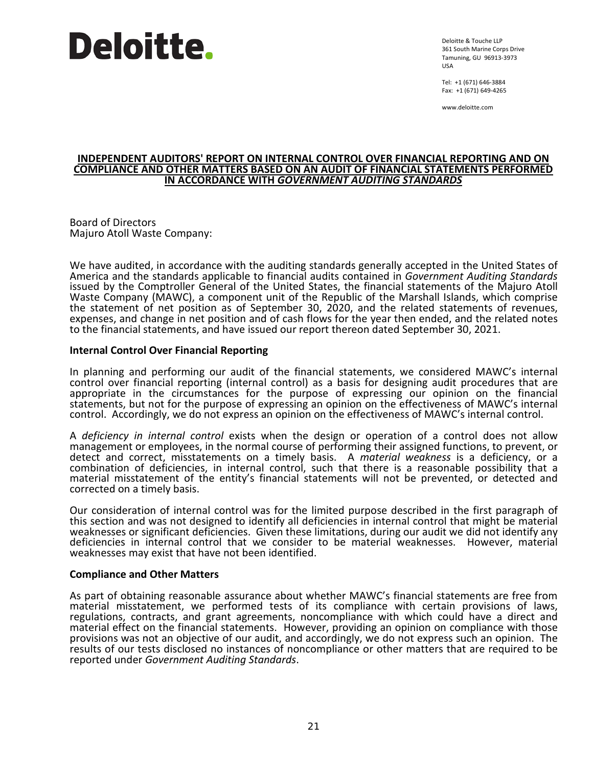**Deloitte.**

Deloitte & Touche LLP
361 South Marine Corps Drive
Tamuning, GU 96913-3973
USA

Tel: +1 (671) 646-3884
Fax: +1 (671) 649-4265

www.deloitte.com

## INDEPENDENT AUDITORS' REPORT ON INTERNAL CONTROL OVER FINANCIAL REPORTING AND ON COMPLIANCE AND OTHER MATTERS BASED ON AN AUDIT OF FINANCIAL STATEMENTS PERFORMED IN ACCORDANCE WITH *GOVERNMENT AUDITING STANDARDS*

Board of Directors
Majuro Atoll Waste Company:

We have audited, in accordance with the auditing standards generally accepted in the United States of America and the standards applicable to financial audits contained in *Government Auditing Standards* issued by the Comptroller General of the United States, the financial statements of the Majuro Atoll Waste Company (MAWC), a component unit of the Republic of the Marshall Islands, which comprise the statement of net position as of September 30, 2020, and the related statements of revenues, expenses, and change in net position and of cash flows for the year then ended, and the related notes to the financial statements, and have issued our report thereon dated September 30, 2021.

### Internal Control Over Financial Reporting

In planning and performing our audit of the financial statements, we considered MAWC's internal control over financial reporting (internal control) as a basis for designing audit procedures that are appropriate in the circumstances for the purpose of expressing our opinion on the financial statements, but not for the purpose of expressing an opinion on the effectiveness of MAWC's internal control. Accordingly, we do not express an opinion on the effectiveness of MAWC's internal control.

A *deficiency in internal control* exists when the design or operation of a control does not allow management or employees, in the normal course of performing their assigned functions, to prevent, or detect and correct, misstatements on a timely basis. A *material weakness* is a deficiency, or a combination of deficiencies, in internal control, such that there is a reasonable possibility that a material misstatement of the entity's financial statements will not be prevented, or detected and corrected on a timely basis.

Our consideration of internal control was for the limited purpose described in the first paragraph of this section and was not designed to identify all deficiencies in internal control that might be material weaknesses or significant deficiencies. Given these limitations, during our audit we did not identify any deficiencies in internal control that we consider to be material weaknesses. However, material weaknesses may exist that have not been identified.

### Compliance and Other Matters

As part of obtaining reasonable assurance about whether MAWC's financial statements are free from material misstatement, we performed tests of its compliance with certain provisions of laws, regulations, contracts, and grant agreements, noncompliance with which could have a direct and material effect on the financial statements. However, providing an opinion on compliance with those provisions was not an objective of our audit, and accordingly, we do not express such an opinion. The results of our tests disclosed no instances of noncompliance or other matters that are required to be reported under *Government Auditing Standards*.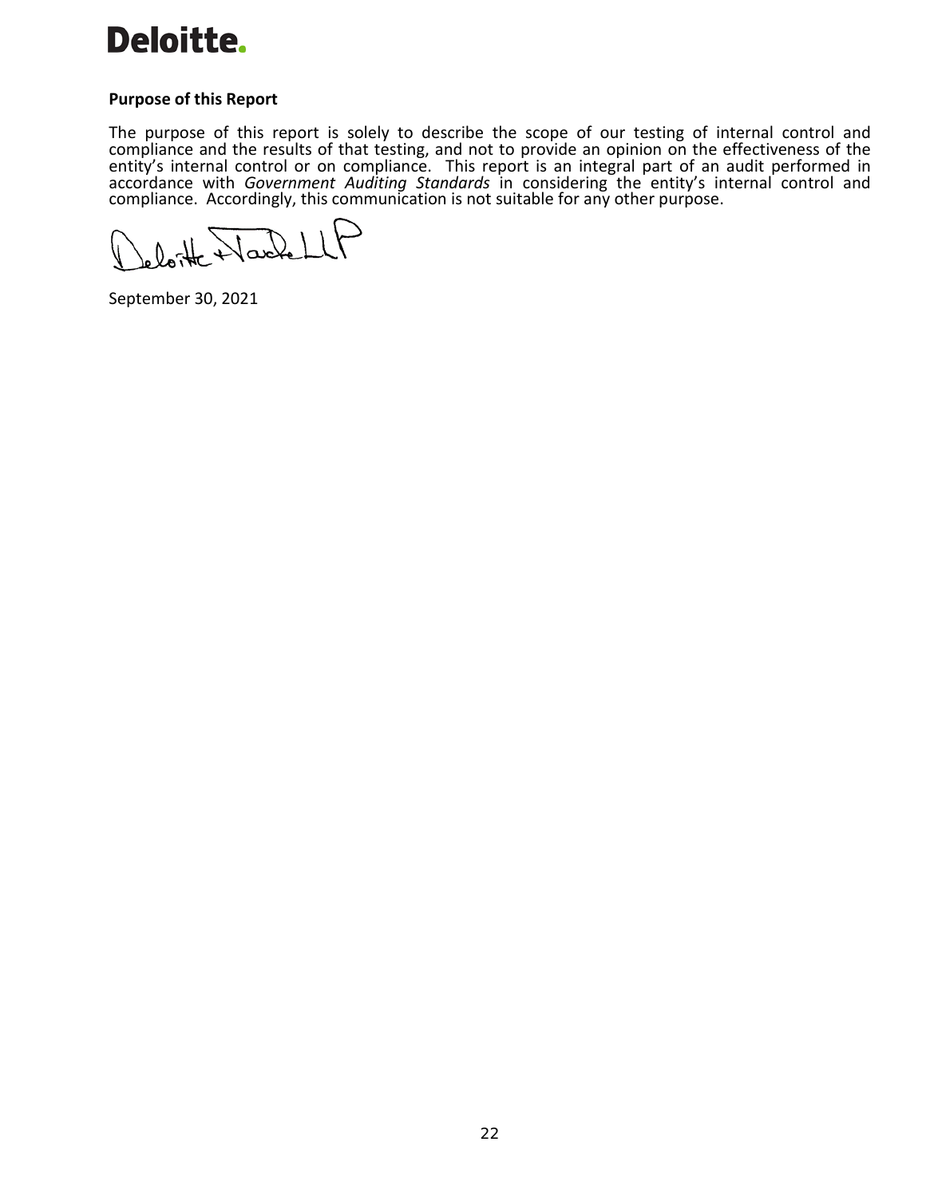**Deloitte.**

**Purpose of this Report**

The purpose of this report is solely to describe the scope of our testing of internal control and compliance and the results of that testing, and not to provide an opinion on the effectiveness of the entity's internal control or on compliance. This report is an integral part of an audit performed in accordance with *Government Auditing Standards* in considering the entity's internal control and compliance. Accordingly, this communication is not suitable for any other purpose.

Deloitte & Touche LLP

September 30, 2021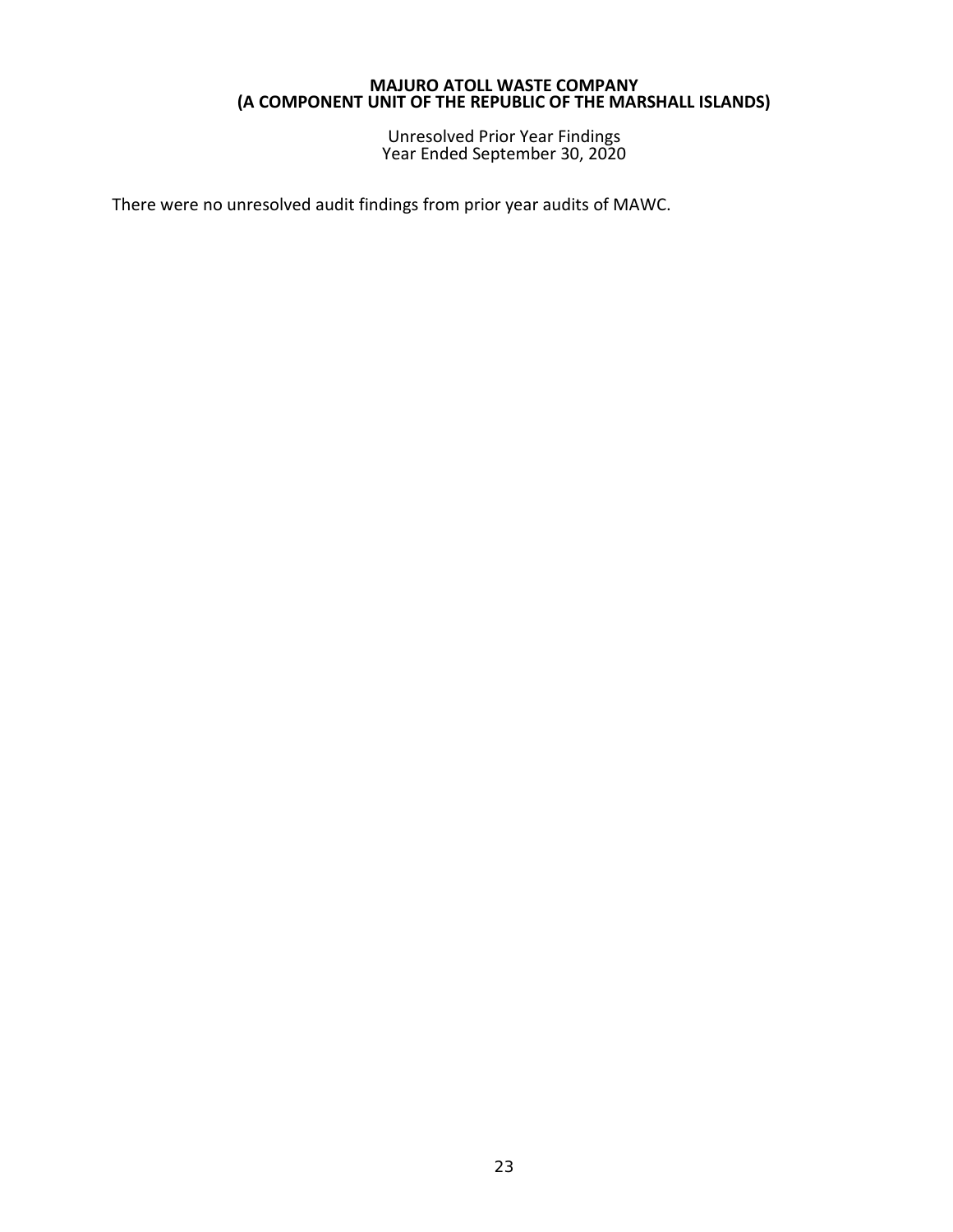**MAJURO ATOLL WASTE COMPANY**
**(A COMPONENT UNIT OF THE REPUBLIC OF THE MARSHALL ISLANDS)**

Unresolved Prior Year Findings
Year Ended September 30, 2020

There were no unresolved audit findings from prior year audits of MAWC.